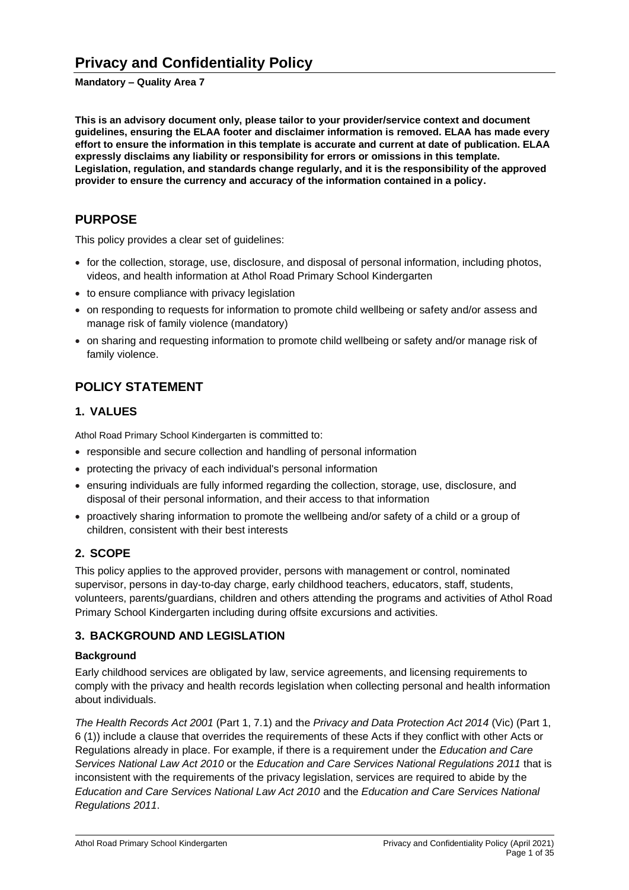# Privacy and Confidentiality Policy

**Mandatory – Quality Area 7**

**This is an advisory document only, please tailor to your provider/service context and document guidelines, ensuring the ELAA footer and disclaimer information is removed. ELAA has made every effort to ensure the information in this template is accurate and current at date of publication. ELAA expressly disclaims any liability or responsibility for errors or omissions in this template. Legislation, regulation, and standards change regularly, and it is the responsibility of the approved provider to ensure the currency and accuracy of the information contained in a policy.**

## PURPOSE

This policy provides a clear set of guidelines:

- for the collection, storage, use, disclosure, and disposal of personal information, including photos, videos, and health information at Athol Road Primary School Kindergarten
- to ensure compliance with privacy legislation
- on responding to requests for information to promote child wellbeing or safety and/or assess and manage risk of family violence (mandatory)
- on sharing and requesting information to promote child wellbeing or safety and/or manage risk of family violence.

## POLICY STATEMENT

### 1. VALUES

Athol Road Primary School Kindergarten is committed to:

- responsible and secure collection and handling of personal information
- protecting the privacy of each individual's personal information
- ensuring individuals are fully informed regarding the collection, storage, use, disclosure, and disposal of their personal information, and their access to that information
- proactively sharing information to promote the wellbeing and/or safety of a child or a group of children, consistent with their best interests

### 2. SCOPE

This policy applies to the approved provider, persons with management or control, nominated supervisor, persons in day-to-day charge, early childhood teachers, educators, staff, students, volunteers, parents/guardians, children and others attending the programs and activities of Athol Road Primary School Kindergarten including during offsite excursions and activities.

### 3. BACKGROUND AND LEGISLATION

**Background**

Early childhood services are obligated by law, service agreements, and licensing requirements to comply with the privacy and health records legislation when collecting personal and health information about individuals.

*The Health Records Act 2001* (Part 1, 7.1) and the *Privacy and Data Protection Act 2014* (Vic) (Part 1, 6 (1)) include a clause that overrides the requirements of these Acts if they conflict with other Acts or Regulations already in place. For example, if there is a requirement under the *Education and Care Services National Law Act 2010* or the *Education and Care Services National Regulations 2011* that is inconsistent with the requirements of the privacy legislation, services are required to abide by the *Education and Care Services National Law Act 2010* and the *Education and Care Services National Regulations 2011*.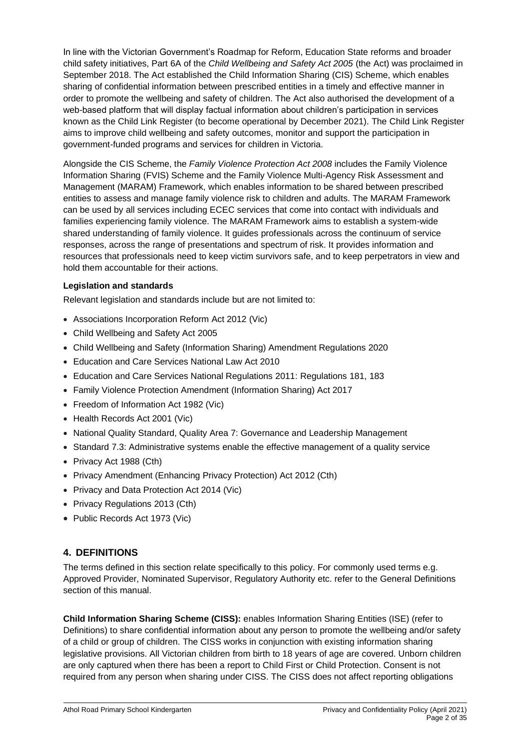In line with the Victorian Government's Roadmap for Reform, Education State reforms and broader child safety initiatives, Part 6A of the *Child Wellbeing and Safety Act 2005* (the Act) was proclaimed in September 2018. The Act established the Child Information Sharing (CIS) Scheme, which enables sharing of confidential information between prescribed entities in a timely and effective manner in order to promote the wellbeing and safety of children. The Act also authorised the development of a web-based platform that will display factual information about children's participation in services known as the Child Link Register (to become operational by December 2021). The Child Link Register aims to improve child wellbeing and safety outcomes, monitor and support the participation in government-funded programs and services for children in Victoria.

Alongside the CIS Scheme, the *Family Violence Protection Act 2008* includes the Family Violence Information Sharing (FVIS) Scheme and the Family Violence Multi-Agency Risk Assessment and Management (MARAM) Framework, which enables information to be shared between prescribed entities to assess and manage family violence risk to children and adults. The MARAM Framework can be used by all services including ECEC services that come into contact with individuals and families experiencing family violence. The MARAM Framework aims to establish a system-wide shared understanding of family violence. It guides professionals across the continuum of service responses, across the range of presentations and spectrum of risk. It provides information and resources that professionals need to keep victim survivors safe, and to keep perpetrators in view and hold them accountable for their actions.

**Legislation and standards**

Relevant legislation and standards include but are not limited to:

- Associations Incorporation Reform Act 2012 (Vic)
- Child Wellbeing and Safety Act 2005
- Child Wellbeing and Safety (Information Sharing) Amendment Regulations 2020
- Education and Care Services National Law Act 2010
- Education and Care Services National Regulations 2011: Regulations 181, 183
- Family Violence Protection Amendment (Information Sharing) Act 2017
- Freedom of Information Act 1982 (Vic)
- Health Records Act 2001 (Vic)
- National Quality Standard, Quality Area 7: Governance and Leadership Management
- Standard 7.3: Administrative systems enable the effective management of a quality service
- Privacy Act 1988 (Cth)
- Privacy Amendment (Enhancing Privacy Protection) Act 2012 (Cth)
- Privacy and Data Protection Act 2014 (Vic)
- Privacy Regulations 2013 (Cth)
- Public Records Act 1973 (Vic)

## 4. DEFINITIONS

The terms defined in this section relate specifically to this policy. For commonly used terms e.g. Approved Provider, Nominated Supervisor, Regulatory Authority etc. refer to the General Definitions section of this manual.

**Child Information Sharing Scheme (CISS):** enables Information Sharing Entities (ISE) (refer to Definitions) to share confidential information about any person to promote the wellbeing and/or safety of a child or group of children. The CISS works in conjunction with existing information sharing legislative provisions. All Victorian children from birth to 18 years of age are covered. Unborn children are only captured when there has been a report to Child First or Child Protection. Consent is not required from any person when sharing under CISS. The CISS does not affect reporting obligations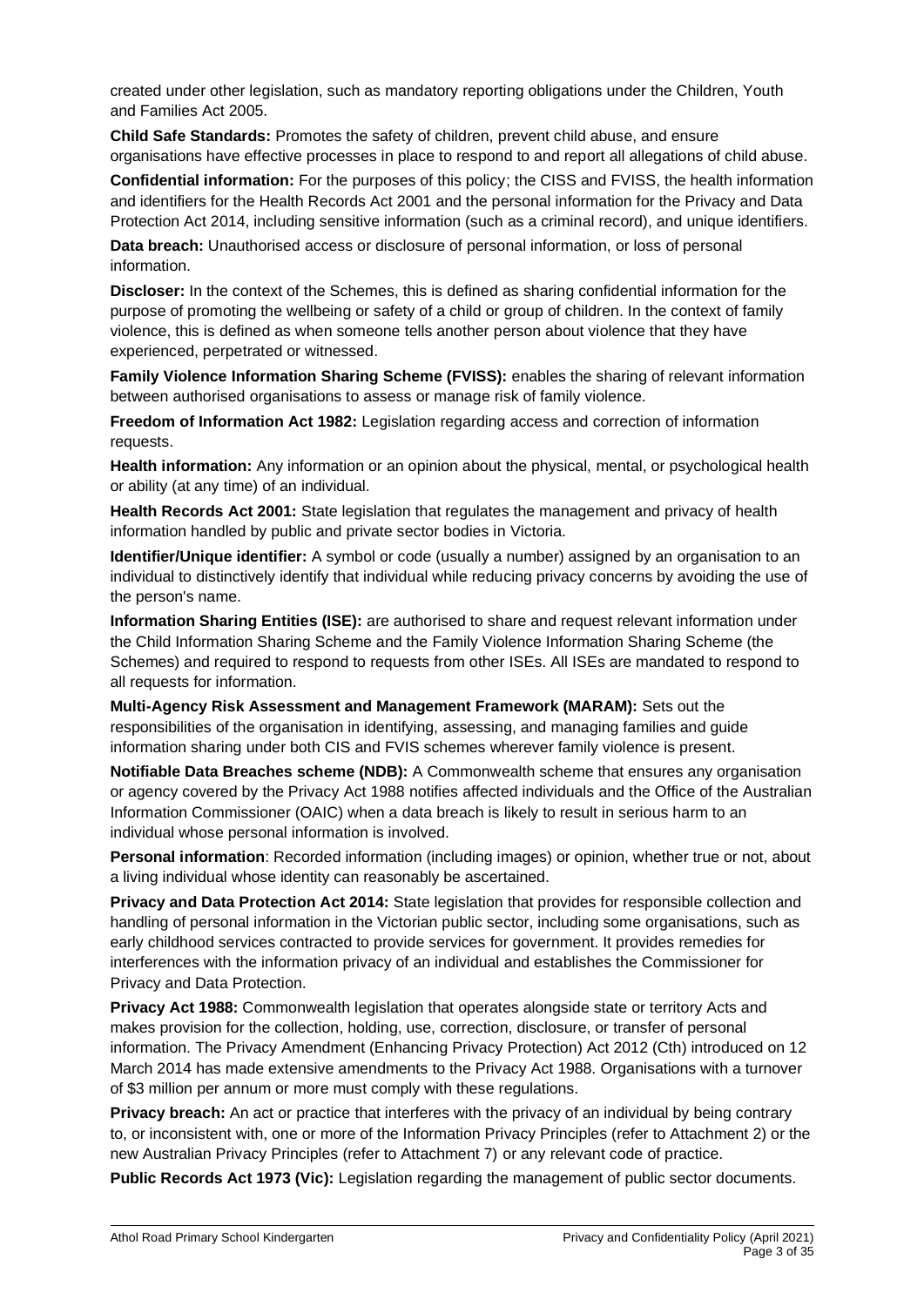created under other legislation, such as mandatory reporting obligations under the Children, Youth and Families Act 2005.

**Child Safe Standards:** Promotes the safety of children, prevent child abuse, and ensure organisations have effective processes in place to respond to and report all allegations of child abuse.

**Confidential information:** For the purposes of this policy; the CISS and FVISS, the health information and identifiers for the Health Records Act 2001 and the personal information for the Privacy and Data Protection Act 2014, including sensitive information (such as a criminal record), and unique identifiers.

**Data breach:** Unauthorised access or disclosure of personal information, or loss of personal information.

**Discloser:** In the context of the Schemes, this is defined as sharing confidential information for the purpose of promoting the wellbeing or safety of a child or group of children. In the context of family violence, this is defined as when someone tells another person about violence that they have experienced, perpetrated or witnessed.

**Family Violence Information Sharing Scheme (FVISS):** enables the sharing of relevant information between authorised organisations to assess or manage risk of family violence.

**Freedom of Information Act 1982:** Legislation regarding access and correction of information requests.

**Health information:** Any information or an opinion about the physical, mental, or psychological health or ability (at any time) of an individual.

**Health Records Act 2001:** State legislation that regulates the management and privacy of health information handled by public and private sector bodies in Victoria.

**Identifier/Unique identifier:** A symbol or code (usually a number) assigned by an organisation to an individual to distinctively identify that individual while reducing privacy concerns by avoiding the use of the person's name.

**Information Sharing Entities (ISE):** are authorised to share and request relevant information under the Child Information Sharing Scheme and the Family Violence Information Sharing Scheme (the Schemes) and required to respond to requests from other ISEs. All ISEs are mandated to respond to all requests for information.

**Multi-Agency Risk Assessment and Management Framework (MARAM):** Sets out the responsibilities of the organisation in identifying, assessing, and managing families and guide information sharing under both CIS and FVIS schemes wherever family violence is present.

**Notifiable Data Breaches scheme (NDB):** A Commonwealth scheme that ensures any organisation or agency covered by the Privacy Act 1988 notifies affected individuals and the Office of the Australian Information Commissioner (OAIC) when a data breach is likely to result in serious harm to an individual whose personal information is involved.

**Personal information**: Recorded information (including images) or opinion, whether true or not, about a living individual whose identity can reasonably be ascertained.

**Privacy and Data Protection Act 2014:** State legislation that provides for responsible collection and handling of personal information in the Victorian public sector, including some organisations, such as early childhood services contracted to provide services for government. It provides remedies for interferences with the information privacy of an individual and establishes the Commissioner for Privacy and Data Protection.

**Privacy Act 1988:** Commonwealth legislation that operates alongside state or territory Acts and makes provision for the collection, holding, use, correction, disclosure, or transfer of personal information. The Privacy Amendment (Enhancing Privacy Protection) Act 2012 (Cth) introduced on 12 March 2014 has made extensive amendments to the Privacy Act 1988. Organisations with a turnover of $3 million per annum or more must comply with these regulations.

**Privacy breach:** An act or practice that interferes with the privacy of an individual by being contrary to, or inconsistent with, one or more of the Information Privacy Principles (refer to Attachment 2) or the new Australian Privacy Principles (refer to Attachment 7) or any relevant code of practice.

**Public Records Act 1973 (Vic):** Legislation regarding the management of public sector documents.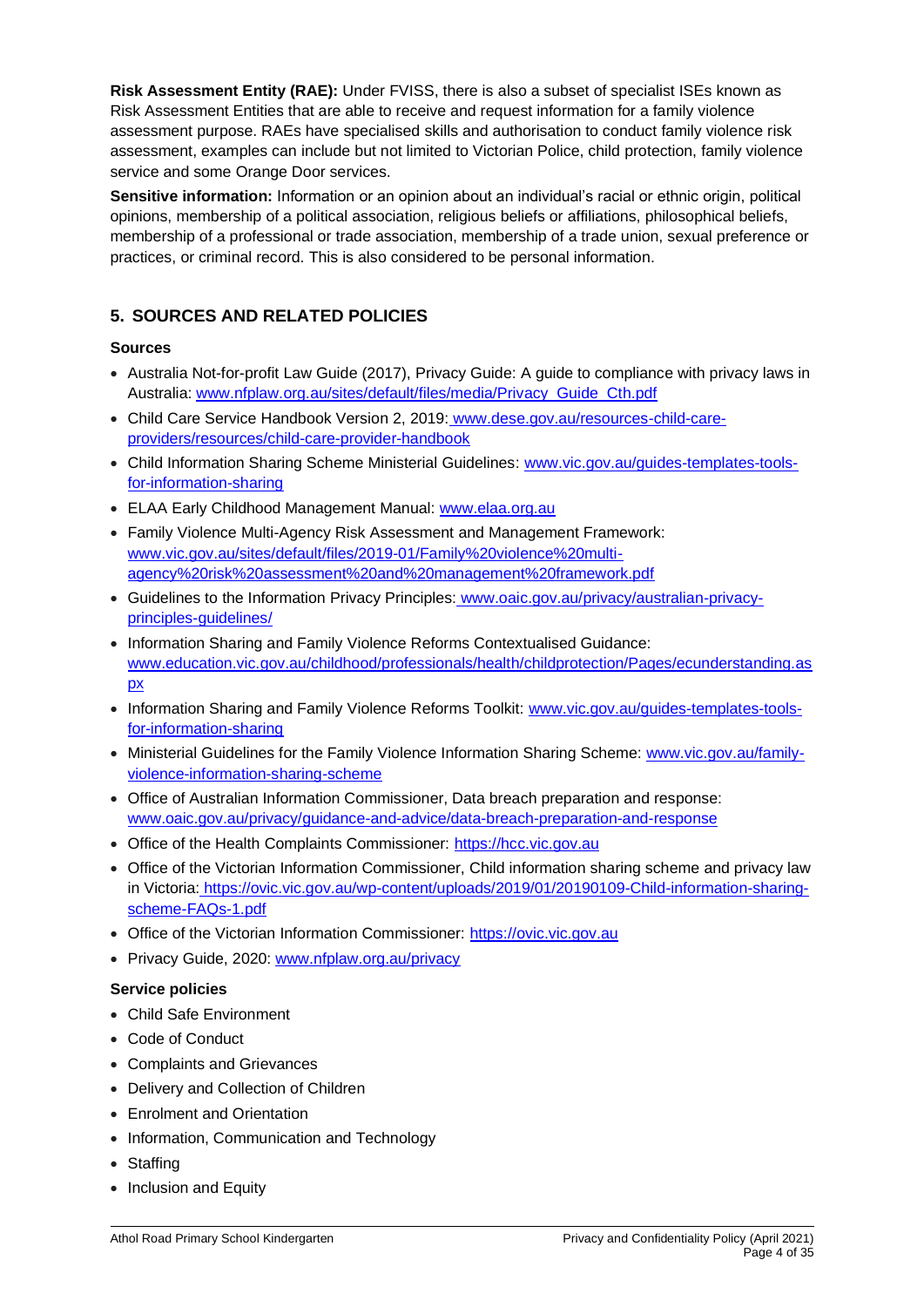**Risk Assessment Entity (RAE):** Under FVISS, there is also a subset of specialist ISEs known as Risk Assessment Entities that are able to receive and request information for a family violence assessment purpose. RAEs have specialised skills and authorisation to conduct family violence risk assessment, examples can include but not limited to Victorian Police, child protection, family violence service and some Orange Door services.

**Sensitive information:** Information or an opinion about an individual's racial or ethnic origin, political opinions, membership of a political association, religious beliefs or affiliations, philosophical beliefs, membership of a professional or trade association, membership of a trade union, sexual preference or practices, or criminal record. This is also considered to be personal information.

## 5. SOURCES AND RELATED POLICIES

### Sources

- Australia Not-for-profit Law Guide (2017), Privacy Guide: A guide to compliance with privacy laws in Australia: www.nfplaw.org.au/sites/default/files/media/Privacy_Guide_Cth.pdf
- Child Care Service Handbook Version 2, 2019: www.dese.gov.au/resources-child-care-providers/resources/child-care-provider-handbook
- Child Information Sharing Scheme Ministerial Guidelines: www.vic.gov.au/guides-templates-tools-for-information-sharing
- ELAA Early Childhood Management Manual: www.elaa.org.au
- Family Violence Multi-Agency Risk Assessment and Management Framework: www.vic.gov.au/sites/default/files/2019-01/Family%20violence%20multi-agency%20risk%20assessment%20and%20management%20framework.pdf
- Guidelines to the Information Privacy Principles: www.oaic.gov.au/privacy/australian-privacy-principles-guidelines/
- Information Sharing and Family Violence Reforms Contextualised Guidance: www.education.vic.gov.au/childhood/professionals/health/childprotection/Pages/ecunderstanding.aspx
- Information Sharing and Family Violence Reforms Toolkit: www.vic.gov.au/guides-templates-tools-for-information-sharing
- Ministerial Guidelines for the Family Violence Information Sharing Scheme: www.vic.gov.au/family-violence-information-sharing-scheme
- Office of Australian Information Commissioner, Data breach preparation and response: www.oaic.gov.au/privacy/guidance-and-advice/data-breach-preparation-and-response
- Office of the Health Complaints Commissioner: https://hcc.vic.gov.au
- Office of the Victorian Information Commissioner, Child information sharing scheme and privacy law in Victoria: https://ovic.vic.gov.au/wp-content/uploads/2019/01/20190109-Child-information-sharing-scheme-FAQs-1.pdf
- Office of the Victorian Information Commissioner: https://ovic.vic.gov.au
- Privacy Guide, 2020: www.nfplaw.org.au/privacy

### Service policies

- Child Safe Environment
- Code of Conduct
- Complaints and Grievances
- Delivery and Collection of Children
- Enrolment and Orientation
- Information, Communication and Technology
- Staffing
- Inclusion and Equity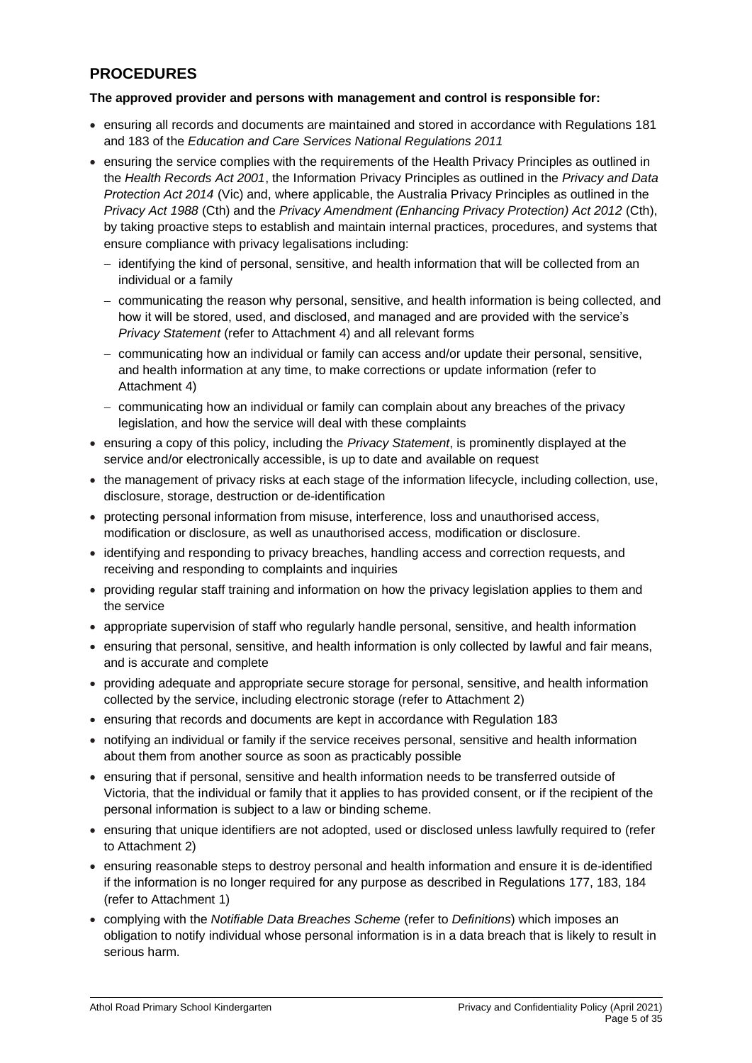## PROCEDURES

**The approved provider and persons with management and control is responsible for:**

- ensuring all records and documents are maintained and stored in accordance with Regulations 181 and 183 of the *Education and Care Services National Regulations 2011*
- ensuring the service complies with the requirements of the Health Privacy Principles as outlined in the *Health Records Act 2001*, the Information Privacy Principles as outlined in the *Privacy and Data Protection Act 2014* (Vic) and, where applicable, the Australia Privacy Principles as outlined in the *Privacy Act 1988* (Cth) and the *Privacy Amendment (Enhancing Privacy Protection) Act 2012* (Cth), by taking proactive steps to establish and maintain internal practices, procedures, and systems that ensure compliance with privacy legalisations including:
  - identifying the kind of personal, sensitive, and health information that will be collected from an individual or a family
  - communicating the reason why personal, sensitive, and health information is being collected, and how it will be stored, used, and disclosed, and managed and are provided with the service's *Privacy Statement* (refer to Attachment 4) and all relevant forms
  - communicating how an individual or family can access and/or update their personal, sensitive, and health information at any time, to make corrections or update information (refer to Attachment 4)
  - communicating how an individual or family can complain about any breaches of the privacy legislation, and how the service will deal with these complaints
- ensuring a copy of this policy, including the *Privacy Statement*, is prominently displayed at the service and/or electronically accessible, is up to date and available on request
- the management of privacy risks at each stage of the information lifecycle, including collection, use, disclosure, storage, destruction or de-identification
- protecting personal information from misuse, interference, loss and unauthorised access, modification or disclosure, as well as unauthorised access, modification or disclosure.
- identifying and responding to privacy breaches, handling access and correction requests, and receiving and responding to complaints and inquiries
- providing regular staff training and information on how the privacy legislation applies to them and the service
- appropriate supervision of staff who regularly handle personal, sensitive, and health information
- ensuring that personal, sensitive, and health information is only collected by lawful and fair means, and is accurate and complete
- providing adequate and appropriate secure storage for personal, sensitive, and health information collected by the service, including electronic storage (refer to Attachment 2)
- ensuring that records and documents are kept in accordance with Regulation 183
- notifying an individual or family if the service receives personal, sensitive and health information about them from another source as soon as practicably possible
- ensuring that if personal, sensitive and health information needs to be transferred outside of Victoria, that the individual or family that it applies to has provided consent, or if the recipient of the personal information is subject to a law or binding scheme.
- ensuring that unique identifiers are not adopted, used or disclosed unless lawfully required to (refer to Attachment 2)
- ensuring reasonable steps to destroy personal and health information and ensure it is de-identified if the information is no longer required for any purpose as described in Regulations 177, 183, 184 (refer to Attachment 1)
- complying with the *Notifiable Data Breaches Scheme* (refer to *Definitions*) which imposes an obligation to notify individual whose personal information is in a data breach that is likely to result in serious harm.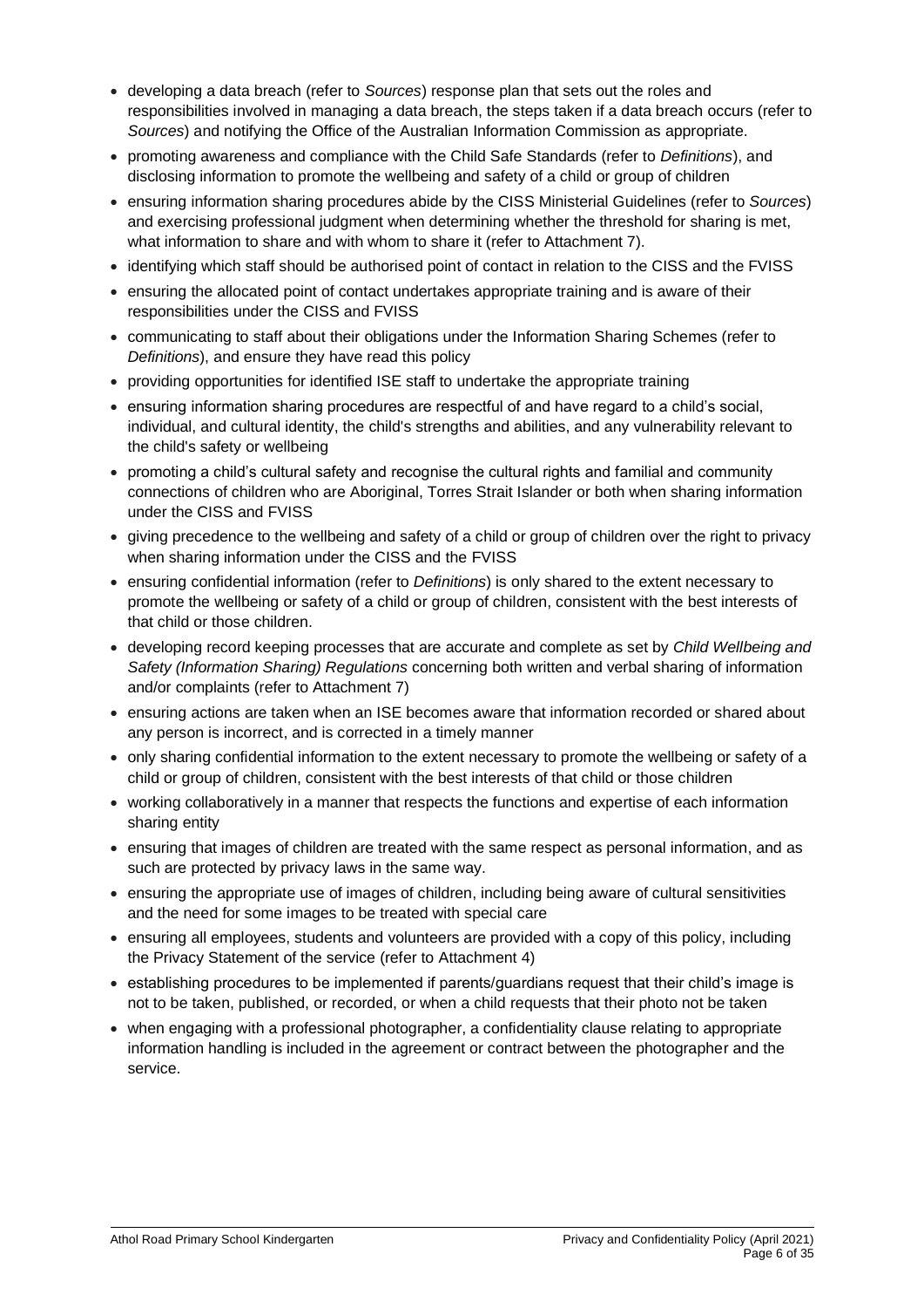- developing a data breach (refer to *Sources*) response plan that sets out the roles and responsibilities involved in managing a data breach, the steps taken if a data breach occurs (refer to *Sources*) and notifying the Office of the Australian Information Commission as appropriate.
- promoting awareness and compliance with the Child Safe Standards (refer to *Definitions*), and disclosing information to promote the wellbeing and safety of a child or group of children
- ensuring information sharing procedures abide by the CISS Ministerial Guidelines (refer to *Sources*) and exercising professional judgment when determining whether the threshold for sharing is met, what information to share and with whom to share it (refer to Attachment 7).
- identifying which staff should be authorised point of contact in relation to the CISS and the FVISS
- ensuring the allocated point of contact undertakes appropriate training and is aware of their responsibilities under the CISS and FVISS
- communicating to staff about their obligations under the Information Sharing Schemes (refer to *Definitions*), and ensure they have read this policy
- providing opportunities for identified ISE staff to undertake the appropriate training
- ensuring information sharing procedures are respectful of and have regard to a child's social, individual, and cultural identity, the child's strengths and abilities, and any vulnerability relevant to the child's safety or wellbeing
- promoting a child's cultural safety and recognise the cultural rights and familial and community connections of children who are Aboriginal, Torres Strait Islander or both when sharing information under the CISS and FVISS
- giving precedence to the wellbeing and safety of a child or group of children over the right to privacy when sharing information under the CISS and the FVISS
- ensuring confidential information (refer to *Definitions*) is only shared to the extent necessary to promote the wellbeing or safety of a child or group of children, consistent with the best interests of that child or those children.
- developing record keeping processes that are accurate and complete as set by *Child Wellbeing and Safety (Information Sharing) Regulations* concerning both written and verbal sharing of information and/or complaints (refer to Attachment 7)
- ensuring actions are taken when an ISE becomes aware that information recorded or shared about any person is incorrect, and is corrected in a timely manner
- only sharing confidential information to the extent necessary to promote the wellbeing or safety of a child or group of children, consistent with the best interests of that child or those children
- working collaboratively in a manner that respects the functions and expertise of each information sharing entity
- ensuring that images of children are treated with the same respect as personal information, and as such are protected by privacy laws in the same way.
- ensuring the appropriate use of images of children, including being aware of cultural sensitivities and the need for some images to be treated with special care
- ensuring all employees, students and volunteers are provided with a copy of this policy, including the Privacy Statement of the service (refer to Attachment 4)
- establishing procedures to be implemented if parents/guardians request that their child's image is not to be taken, published, or recorded, or when a child requests that their photo not be taken
- when engaging with a professional photographer, a confidentiality clause relating to appropriate information handling is included in the agreement or contract between the photographer and the service.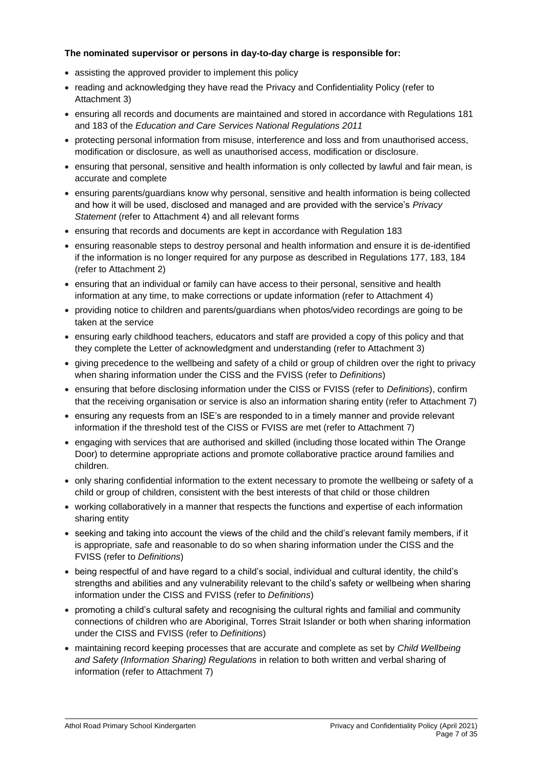**The nominated supervisor or persons in day-to-day charge is responsible for:**

- assisting the approved provider to implement this policy
- reading and acknowledging they have read the Privacy and Confidentiality Policy (refer to Attachment 3)
- ensuring all records and documents are maintained and stored in accordance with Regulations 181 and 183 of the *Education and Care Services National Regulations 2011*
- protecting personal information from misuse, interference and loss and from unauthorised access, modification or disclosure, as well as unauthorised access, modification or disclosure.
- ensuring that personal, sensitive and health information is only collected by lawful and fair mean, is accurate and complete
- ensuring parents/guardians know why personal, sensitive and health information is being collected and how it will be used, disclosed and managed and are provided with the service's *Privacy Statement* (refer to Attachment 4) and all relevant forms
- ensuring that records and documents are kept in accordance with Regulation 183
- ensuring reasonable steps to destroy personal and health information and ensure it is de-identified if the information is no longer required for any purpose as described in Regulations 177, 183, 184 (refer to Attachment 2)
- ensuring that an individual or family can have access to their personal, sensitive and health information at any time, to make corrections or update information (refer to Attachment 4)
- providing notice to children and parents/guardians when photos/video recordings are going to be taken at the service
- ensuring early childhood teachers, educators and staff are provided a copy of this policy and that they complete the Letter of acknowledgment and understanding (refer to Attachment 3)
- giving precedence to the wellbeing and safety of a child or group of children over the right to privacy when sharing information under the CISS and the FVISS (refer to *Definitions*)
- ensuring that before disclosing information under the CISS or FVISS (refer to *Definitions*), confirm that the receiving organisation or service is also an information sharing entity (refer to Attachment 7)
- ensuring any requests from an ISE's are responded to in a timely manner and provide relevant information if the threshold test of the CISS or FVISS are met (refer to Attachment 7)
- engaging with services that are authorised and skilled (including those located within The Orange Door) to determine appropriate actions and promote collaborative practice around families and children.
- only sharing confidential information to the extent necessary to promote the wellbeing or safety of a child or group of children, consistent with the best interests of that child or those children
- working collaboratively in a manner that respects the functions and expertise of each information sharing entity
- seeking and taking into account the views of the child and the child's relevant family members, if it is appropriate, safe and reasonable to do so when sharing information under the CISS and the FVISS (refer to *Definitions*)
- being respectful of and have regard to a child's social, individual and cultural identity, the child's strengths and abilities and any vulnerability relevant to the child's safety or wellbeing when sharing information under the CISS and FVISS (refer to *Definitions*)
- promoting a child's cultural safety and recognising the cultural rights and familial and community connections of children who are Aboriginal, Torres Strait Islander or both when sharing information under the CISS and FVISS (refer to *Definitions*)
- maintaining record keeping processes that are accurate and complete as set by *Child Wellbeing and Safety (Information Sharing) Regulations* in relation to both written and verbal sharing of information (refer to Attachment 7)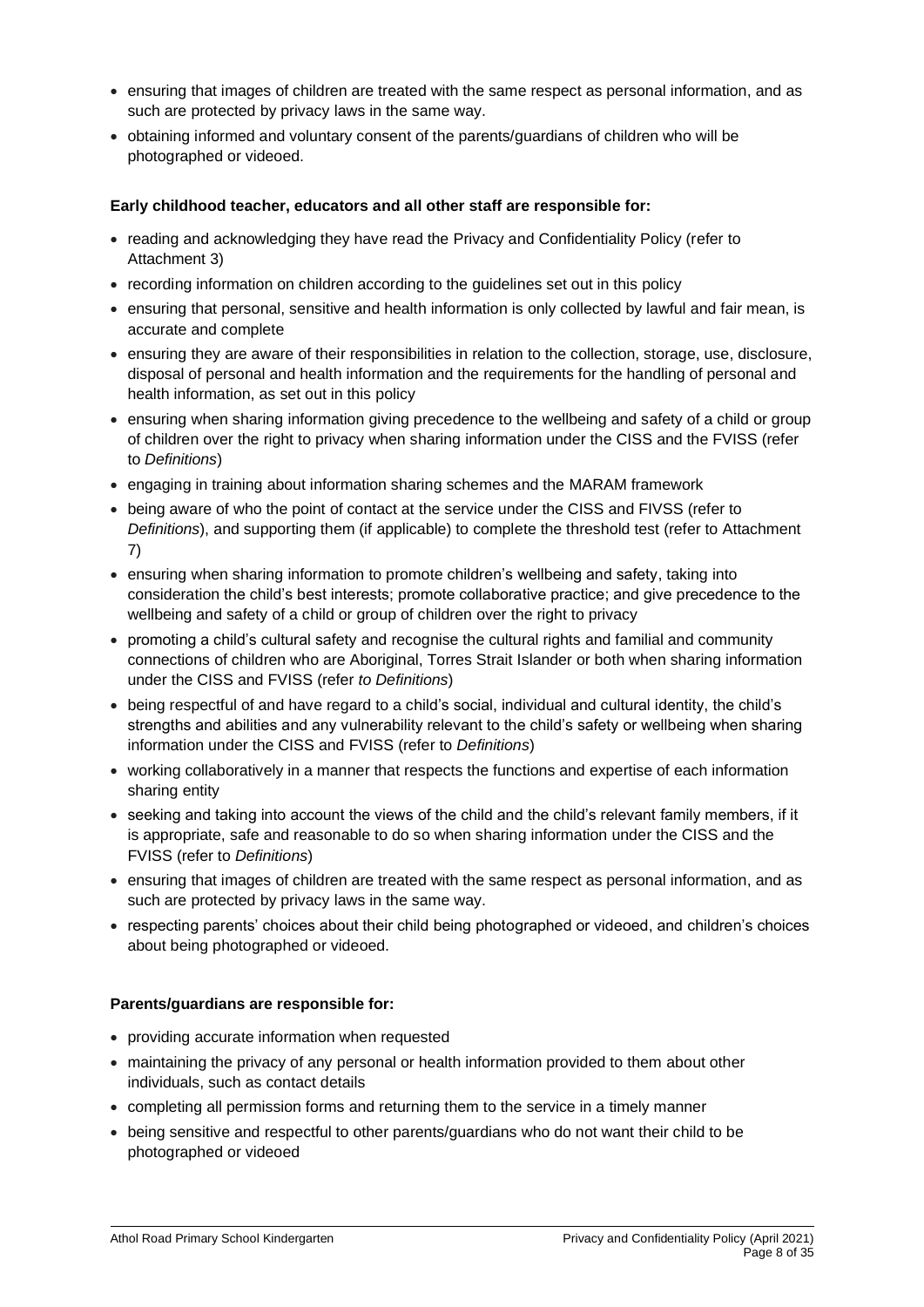- ensuring that images of children are treated with the same respect as personal information, and as such are protected by privacy laws in the same way.
- obtaining informed and voluntary consent of the parents/guardians of children who will be photographed or videoed.

**Early childhood teacher, educators and all other staff are responsible for:**

- reading and acknowledging they have read the Privacy and Confidentiality Policy (refer to Attachment 3)
- recording information on children according to the guidelines set out in this policy
- ensuring that personal, sensitive and health information is only collected by lawful and fair mean, is accurate and complete
- ensuring they are aware of their responsibilities in relation to the collection, storage, use, disclosure, disposal of personal and health information and the requirements for the handling of personal and health information, as set out in this policy
- ensuring when sharing information giving precedence to the wellbeing and safety of a child or group of children over the right to privacy when sharing information under the CISS and the FVISS (refer to *Definitions*)
- engaging in training about information sharing schemes and the MARAM framework
- being aware of who the point of contact at the service under the CISS and FIVSS (refer to *Definitions*), and supporting them (if applicable) to complete the threshold test (refer to Attachment 7)
- ensuring when sharing information to promote children's wellbeing and safety, taking into consideration the child's best interests; promote collaborative practice; and give precedence to the wellbeing and safety of a child or group of children over the right to privacy
- promoting a child's cultural safety and recognise the cultural rights and familial and community connections of children who are Aboriginal, Torres Strait Islander or both when sharing information under the CISS and FVISS (refer *to Definitions*)
- being respectful of and have regard to a child's social, individual and cultural identity, the child's strengths and abilities and any vulnerability relevant to the child's safety or wellbeing when sharing information under the CISS and FVISS (refer to *Definitions*)
- working collaboratively in a manner that respects the functions and expertise of each information sharing entity
- seeking and taking into account the views of the child and the child's relevant family members, if it is appropriate, safe and reasonable to do so when sharing information under the CISS and the FVISS (refer to *Definitions*)
- ensuring that images of children are treated with the same respect as personal information, and as such are protected by privacy laws in the same way.
- respecting parents' choices about their child being photographed or videoed, and children's choices about being photographed or videoed.

**Parents/guardians are responsible for:**

- providing accurate information when requested
- maintaining the privacy of any personal or health information provided to them about other individuals, such as contact details
- completing all permission forms and returning them to the service in a timely manner
- being sensitive and respectful to other parents/guardians who do not want their child to be photographed or videoed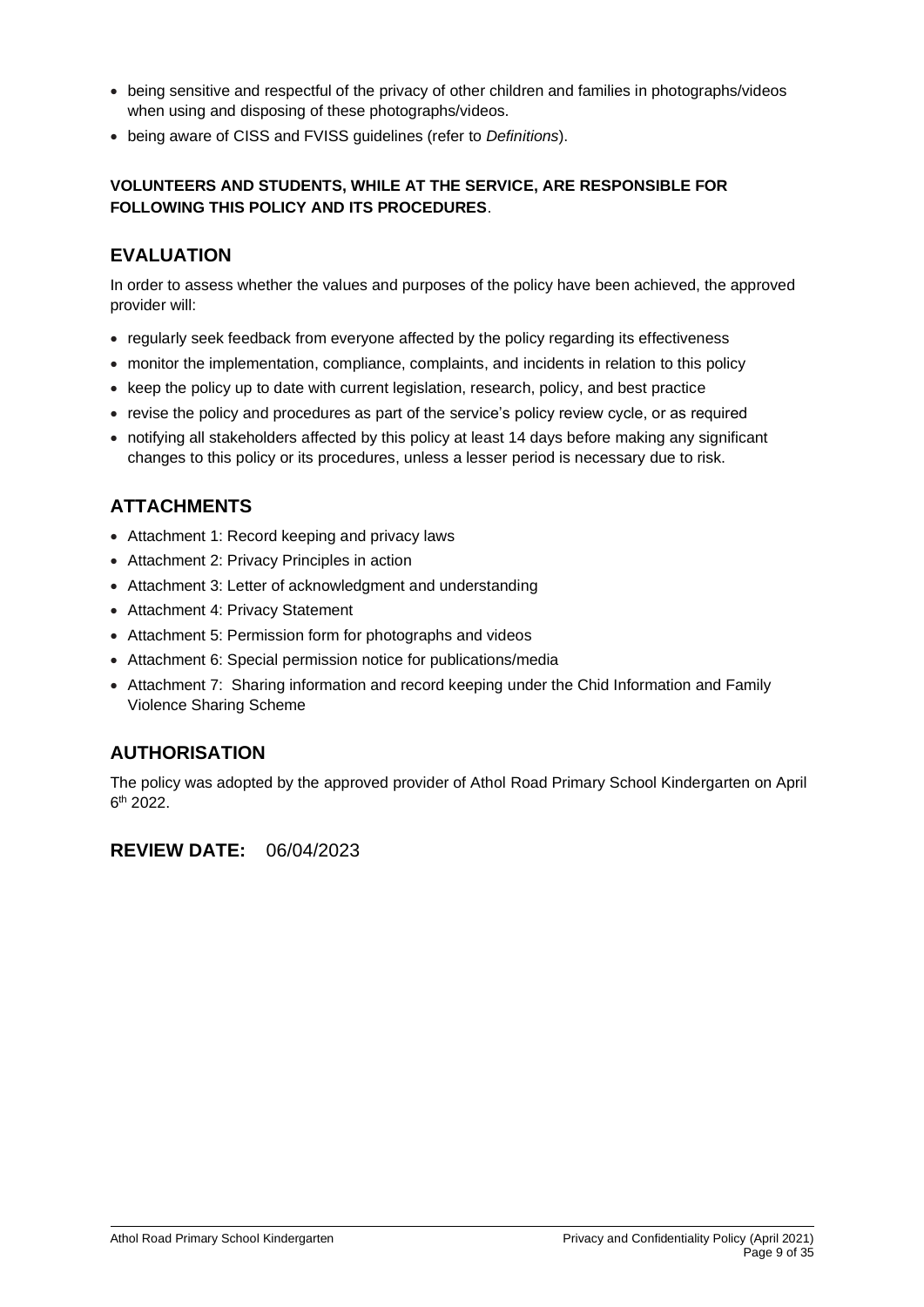- being sensitive and respectful of the privacy of other children and families in photographs/videos when using and disposing of these photographs/videos.
- being aware of CISS and FVISS guidelines (refer to *Definitions*).

**VOLUNTEERS AND STUDENTS, WHILE AT THE SERVICE, ARE RESPONSIBLE FOR FOLLOWING THIS POLICY AND ITS PROCEDURES**.

## EVALUATION

In order to assess whether the values and purposes of the policy have been achieved, the approved provider will:

- regularly seek feedback from everyone affected by the policy regarding its effectiveness
- monitor the implementation, compliance, complaints, and incidents in relation to this policy
- keep the policy up to date with current legislation, research, policy, and best practice
- revise the policy and procedures as part of the service's policy review cycle, or as required
- notifying all stakeholders affected by this policy at least 14 days before making any significant changes to this policy or its procedures, unless a lesser period is necessary due to risk.

## ATTACHMENTS

- Attachment 1: Record keeping and privacy laws
- Attachment 2: Privacy Principles in action
- Attachment 3: Letter of acknowledgment and understanding
- Attachment 4: Privacy Statement
- Attachment 5: Permission form for photographs and videos
- Attachment 6: Special permission notice for publications/media
- Attachment 7: Sharing information and record keeping under the Chid Information and Family Violence Sharing Scheme

## AUTHORISATION

The policy was adopted by the approved provider of Athol Road Primary School Kindergarten on April 6th 2022.

## REVIEW DATE: 06/04/2023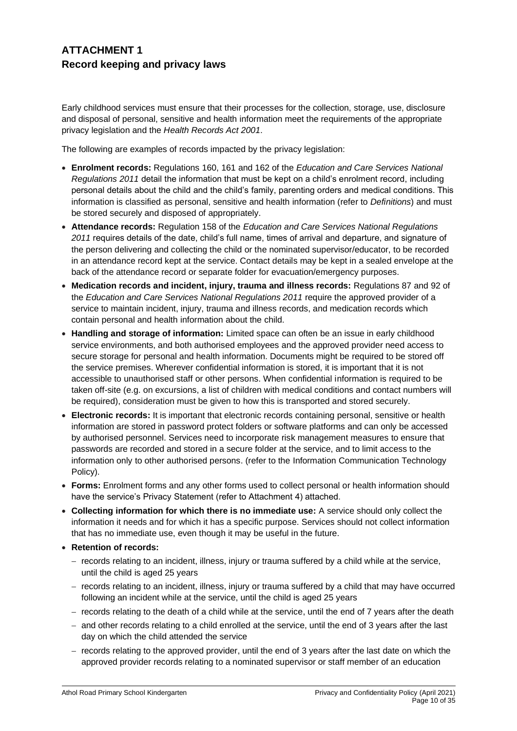## ATTACHMENT 1
## Record keeping and privacy laws

Early childhood services must ensure that their processes for the collection, storage, use, disclosure and disposal of personal, sensitive and health information meet the requirements of the appropriate privacy legislation and the *Health Records Act 2001*.

The following are examples of records impacted by the privacy legislation:

- **Enrolment records:** Regulations 160, 161 and 162 of the *Education and Care Services National Regulations 2011* detail the information that must be kept on a child's enrolment record, including personal details about the child and the child's family, parenting orders and medical conditions. This information is classified as personal, sensitive and health information (refer to *Definitions*) and must be stored securely and disposed of appropriately.
- **Attendance records:** Regulation 158 of the *Education and Care Services National Regulations 2011* requires details of the date, child's full name, times of arrival and departure, and signature of the person delivering and collecting the child or the nominated supervisor/educator, to be recorded in an attendance record kept at the service. Contact details may be kept in a sealed envelope at the back of the attendance record or separate folder for evacuation/emergency purposes.
- **Medication records and incident, injury, trauma and illness records:** Regulations 87 and 92 of the *Education and Care Services National Regulations 2011* require the approved provider of a service to maintain incident, injury, trauma and illness records, and medication records which contain personal and health information about the child.
- **Handling and storage of information:** Limited space can often be an issue in early childhood service environments, and both authorised employees and the approved provider need access to secure storage for personal and health information. Documents might be required to be stored off the service premises. Wherever confidential information is stored, it is important that it is not accessible to unauthorised staff or other persons. When confidential information is required to be taken off-site (e.g. on excursions, a list of children with medical conditions and contact numbers will be required), consideration must be given to how this is transported and stored securely.
- **Electronic records:** It is important that electronic records containing personal, sensitive or health information are stored in password protect folders or software platforms and can only be accessed by authorised personnel. Services need to incorporate risk management measures to ensure that passwords are recorded and stored in a secure folder at the service, and to limit access to the information only to other authorised persons. (refer to the Information Communication Technology Policy).
- **Forms:** Enrolment forms and any other forms used to collect personal or health information should have the service's Privacy Statement (refer to Attachment 4) attached.
- **Collecting information for which there is no immediate use:** A service should only collect the information it needs and for which it has a specific purpose. Services should not collect information that has no immediate use, even though it may be useful in the future.
- **Retention of records:**
  - records relating to an incident, illness, injury or trauma suffered by a child while at the service, until the child is aged 25 years
  - records relating to an incident, illness, injury or trauma suffered by a child that may have occurred following an incident while at the service, until the child is aged 25 years
  - records relating to the death of a child while at the service, until the end of 7 years after the death
  - and other records relating to a child enrolled at the service, until the end of 3 years after the last day on which the child attended the service
  - records relating to the approved provider, until the end of 3 years after the last date on which the approved provider records relating to a nominated supervisor or staff member of an education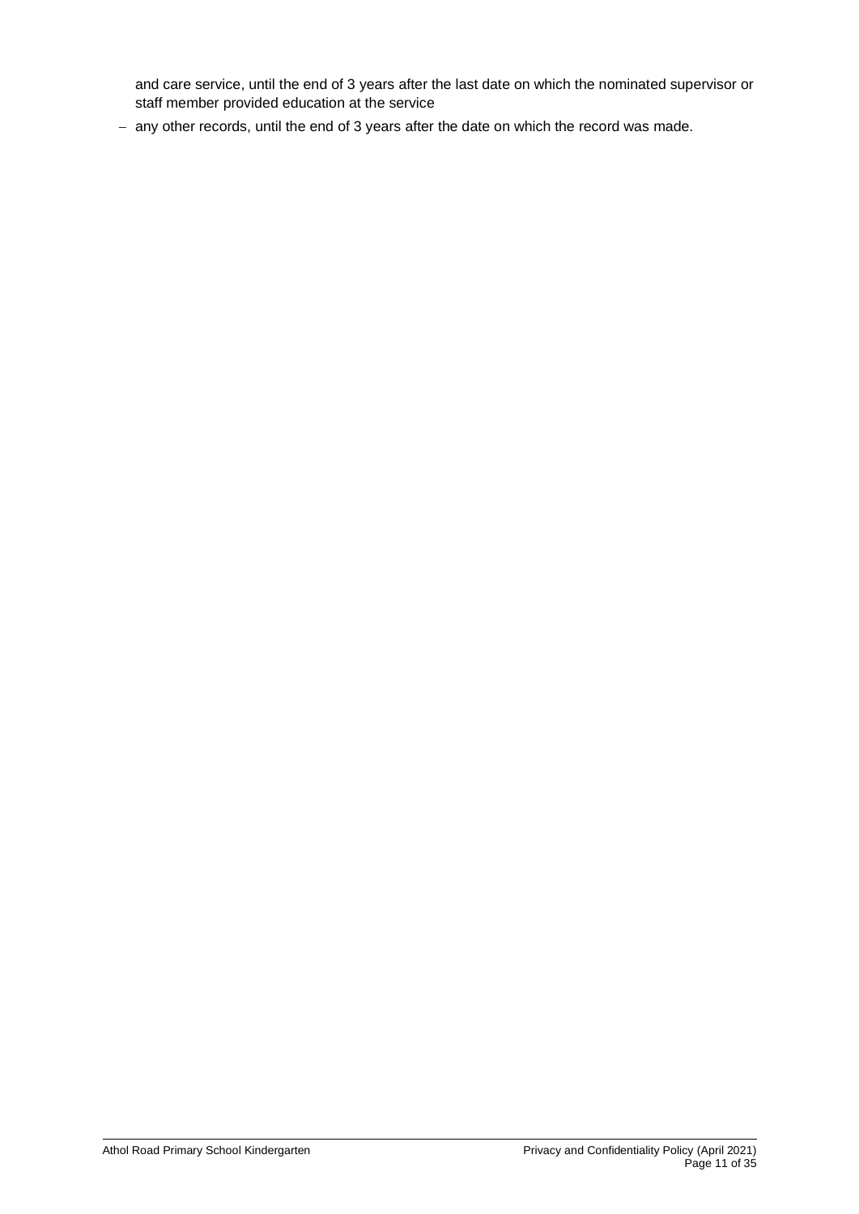and care service, until the end of 3 years after the last date on which the nominated supervisor or staff member provided education at the service

- any other records, until the end of 3 years after the date on which the record was made.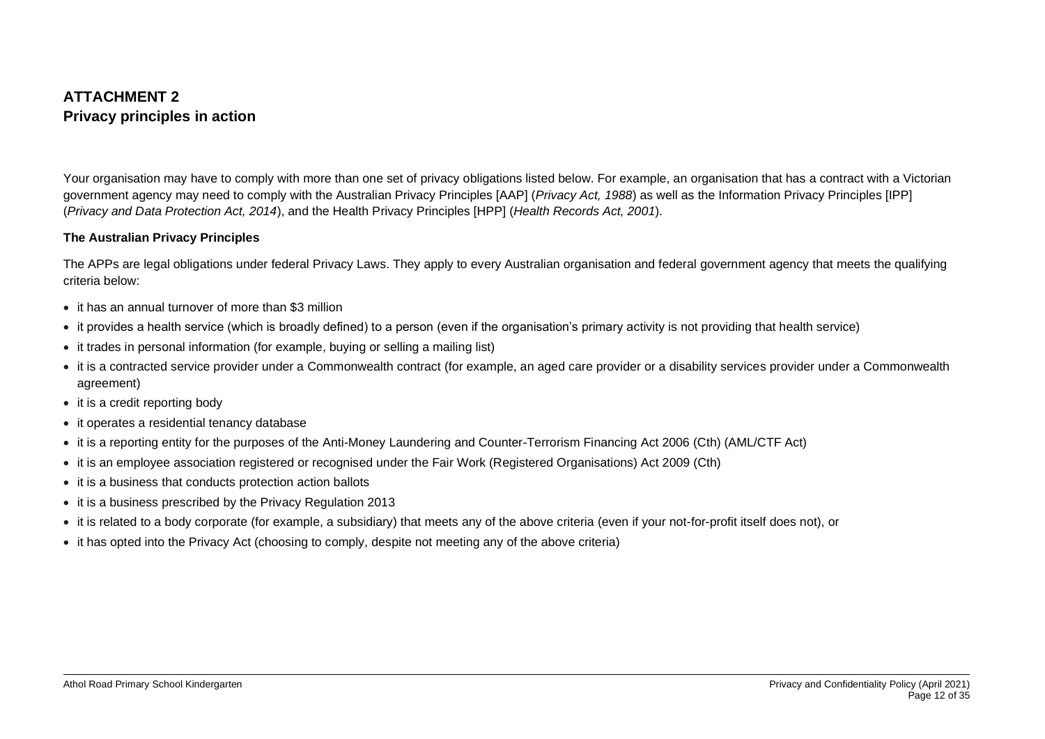## ATTACHMENT 2
## Privacy principles in action

Your organisation may have to comply with more than one set of privacy obligations listed below. For example, an organisation that has a contract with a Victorian government agency may need to comply with the Australian Privacy Principles [AAP] (*Privacy Act, 1988*) as well as the Information Privacy Principles [IPP] (*Privacy and Data Protection Act, 2014*), and the Health Privacy Principles [HPP] (*Health Records Act, 2001*).

**The Australian Privacy Principles**

The APPs are legal obligations under federal Privacy Laws. They apply to every Australian organisation and federal government agency that meets the qualifying criteria below:

- it has an annual turnover of more than $3 million
- it provides a health service (which is broadly defined) to a person (even if the organisation's primary activity is not providing that health service)
- it trades in personal information (for example, buying or selling a mailing list)
- it is a contracted service provider under a Commonwealth contract (for example, an aged care provider or a disability services provider under a Commonwealth agreement)
- it is a credit reporting body
- it operates a residential tenancy database
- it is a reporting entity for the purposes of the Anti-Money Laundering and Counter-Terrorism Financing Act 2006 (Cth) (AML/CTF Act)
- it is an employee association registered or recognised under the Fair Work (Registered Organisations) Act 2009 (Cth)
- it is a business that conducts protection action ballots
- it is a business prescribed by the Privacy Regulation 2013
- it is related to a body corporate (for example, a subsidiary) that meets any of the above criteria (even if your not-for-profit itself does not), or
- it has opted into the Privacy Act (choosing to comply, despite not meeting any of the above criteria)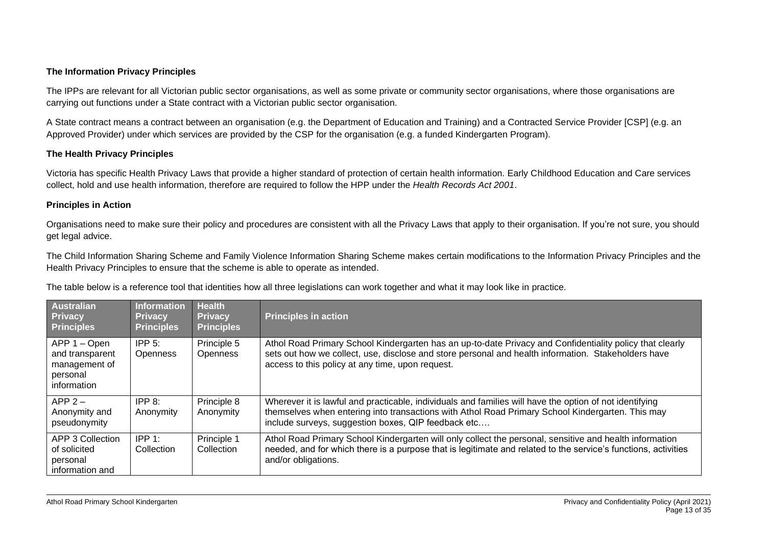**The Information Privacy Principles**

The IPPs are relevant for all Victorian public sector organisations, as well as some private or community sector organisations, where those organisations are carrying out functions under a State contract with a Victorian public sector organisation.

A State contract means a contract between an organisation (e.g. the Department of Education and Training) and a Contracted Service Provider [CSP] (e.g. an Approved Provider) under which services are provided by the CSP for the organisation (e.g. a funded Kindergarten Program).

**The Health Privacy Principles**

Victoria has specific Health Privacy Laws that provide a higher standard of protection of certain health information. Early Childhood Education and Care services collect, hold and use health information, therefore are required to follow the HPP under the *Health Records Act 2001*.

**Principles in Action**

Organisations need to make sure their policy and procedures are consistent with all the Privacy Laws that apply to their organisation. If you're not sure, you should get legal advice.

The Child Information Sharing Scheme and Family Violence Information Sharing Scheme makes certain modifications to the Information Privacy Principles and the Health Privacy Principles to ensure that the scheme is able to operate as intended.

The table below is a reference tool that identities how all three legislations can work together and what it may look like in practice.

| Australian Privacy Principles | Information Privacy Principles | Health Privacy Principles | Principles in action |
|---|---|---|---|
| APP 1 – Open and transparent management of personal information | IPP 5: Openness | Principle 5 Openness | Athol Road Primary School Kindergarten has an up-to-date Privacy and Confidentiality policy that clearly sets out how we collect, use, disclose and store personal and health information. Stakeholders have access to this policy at any time, upon request. |
| APP 2 – Anonymity and pseudonymity | IPP 8: Anonymity | Principle 8 Anonymity | Wherever it is lawful and practicable, individuals and families will have the option of not identifying themselves when entering into transactions with Athol Road Primary School Kindergarten. This may include surveys, suggestion boxes, QIP feedback etc…. |
| APP 3 Collection of solicited personal information and | IPP 1: Collection | Principle 1 Collection | Athol Road Primary School Kindergarten will only collect the personal, sensitive and health information needed, and for which there is a purpose that is legitimate and related to the service's functions, activities and/or obligations. |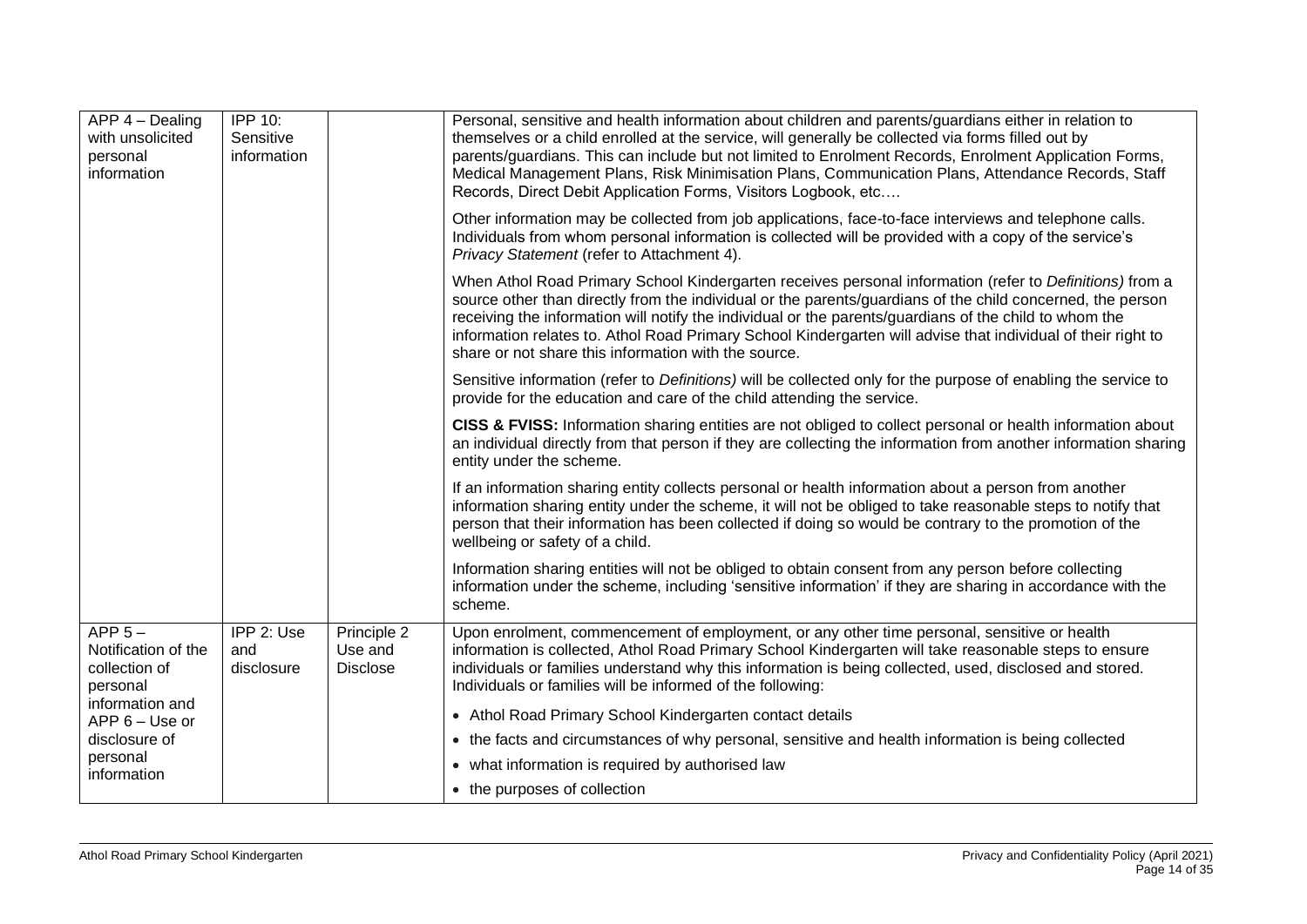| | | | |
|---|---|---|---|
| APP 4 – Dealing with unsolicited personal information | IPP 10: Sensitive information | | Personal, sensitive and health information about children and parents/guardians either in relation to themselves or a child enrolled at the service, will generally be collected via forms filled out by parents/guardians. This can include but not limited to Enrolment Records, Enrolment Application Forms, Medical Management Plans, Risk Minimisation Plans, Communication Plans, Attendance Records, Staff Records, Direct Debit Application Forms, Visitors Logbook, etc….<br><br>Other information may be collected from job applications, face-to-face interviews and telephone calls. Individuals from whom personal information is collected will be provided with a copy of the service's *Privacy Statement* (refer to Attachment 4).<br><br>When Athol Road Primary School Kindergarten receives personal information (refer to *Definitions)* from a source other than directly from the individual or the parents/guardians of the child concerned, the person receiving the information will notify the individual or the parents/guardians of the child to whom the information relates to. Athol Road Primary School Kindergarten will advise that individual of their right to share or not share this information with the source.<br><br>Sensitive information (refer to *Definitions)* will be collected only for the purpose of enabling the service to provide for the education and care of the child attending the service.<br><br>**CISS & FVISS:** Information sharing entities are not obliged to collect personal or health information about an individual directly from that person if they are collecting the information from another information sharing entity under the scheme.<br><br>If an information sharing entity collects personal or health information about a person from another information sharing entity under the scheme, it will not be obliged to take reasonable steps to notify that person that their information has been collected if doing so would be contrary to the promotion of the wellbeing or safety of a child.<br><br>Information sharing entities will not be obliged to obtain consent from any person before collecting information under the scheme, including 'sensitive information' if they are sharing in accordance with the scheme. |
| APP 5 – Notification of the collection of personal information and APP 6 – Use or disclosure of personal information | IPP 2: Use and disclosure | Principle 2 Use and Disclose | Upon enrolment, commencement of employment, or any other time personal, sensitive or health information is collected, Athol Road Primary School Kindergarten will take reasonable steps to ensure individuals or families understand why this information is being collected, used, disclosed and stored. Individuals or families will be informed of the following:<br><br>• Athol Road Primary School Kindergarten contact details<br>• the facts and circumstances of why personal, sensitive and health information is being collected<br>• what information is required by authorised law<br>• the purposes of collection |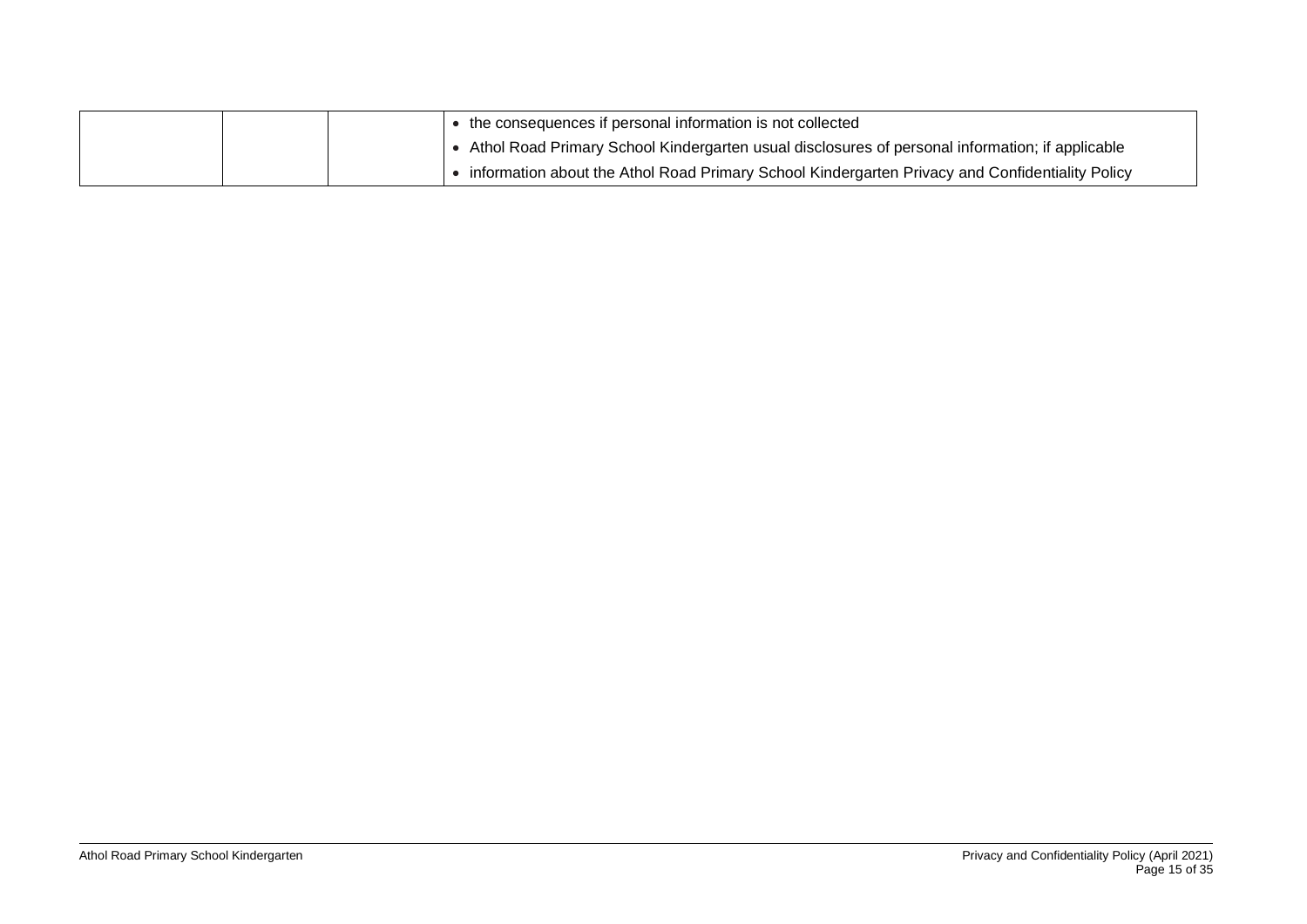| | | | |
|---|---|---|---|
| | | | • the consequences if personal information is not collected<br>• Athol Road Primary School Kindergarten usual disclosures of personal information; if applicable<br>• information about the Athol Road Primary School Kindergarten Privacy and Confidentiality Policy |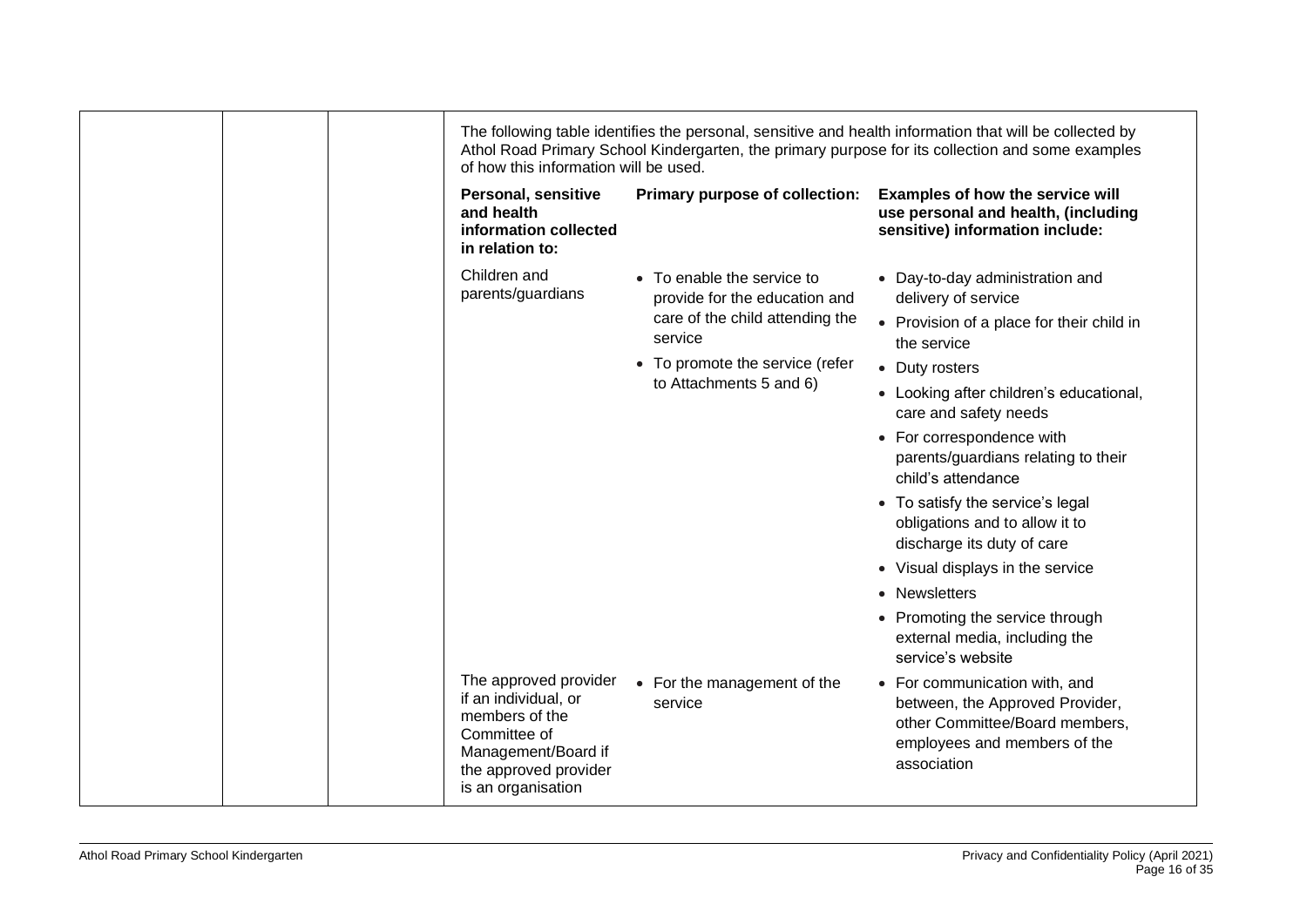The following table identifies the personal, sensitive and health information that will be collected by Athol Road Primary School Kindergarten, the primary purpose for its collection and some examples of how this information will be used.

| Personal, sensitive and health information collected in relation to: | Primary purpose of collection: | Examples of how the service will use personal and health, (including sensitive) information include: |
| --- | --- | --- |
| Children and parents/guardians | • To enable the service to provide for the education and care of the child attending the service<br>• To promote the service (refer to Attachments 5 and 6) | • Day-to-day administration and delivery of service<br>• Provision of a place for their child in the service<br>• Duty rosters<br>• Looking after children's educational, care and safety needs<br>• For correspondence with parents/guardians relating to their child's attendance<br>• To satisfy the service's legal obligations and to allow it to discharge its duty of care<br>• Visual displays in the service<br>• Newsletters<br>• Promoting the service through external media, including the service's website |
| The approved provider if an individual, or members of the Committee of Management/Board if the approved provider is an organisation | • For the management of the service | • For communication with, and between, the Approved Provider, other Committee/Board members, employees and members of the association |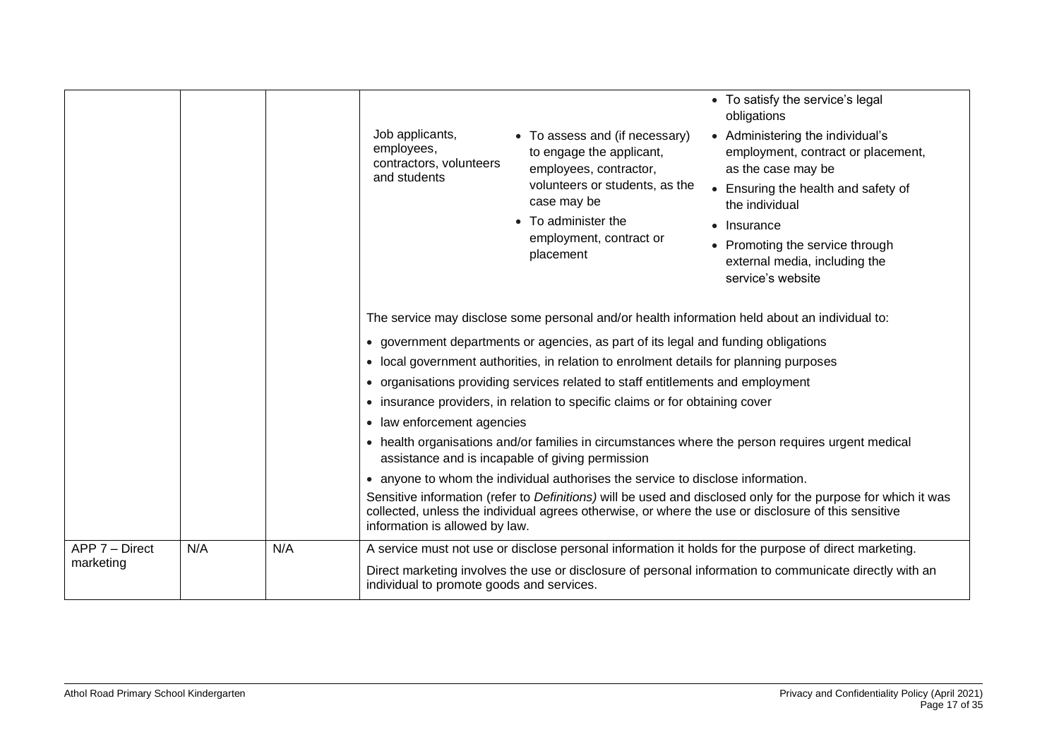| | | | |
|---|---|---|---|
| | | | Job applicants, employees, contractors, volunteers and students — • To assess and (if necessary) to engage the applicant, employees, contractor, volunteers or students, as the case may be • To administer the employment, contract or placement — • To satisfy the service's legal obligations • Administering the individual's employment, contract or placement, as the case may be • Ensuring the health and safety of the individual • Insurance • Promoting the service through external media, including the service's website<br><br>The service may disclose some personal and/or health information held about an individual to:<br>• government departments or agencies, as part of its legal and funding obligations<br>• local government authorities, in relation to enrolment details for planning purposes<br>• organisations providing services related to staff entitlements and employment<br>• insurance providers, in relation to specific claims or for obtaining cover<br>• law enforcement agencies<br>• health organisations and/or families in circumstances where the person requires urgent medical assistance and is incapable of giving permission<br>• anyone to whom the individual authorises the service to disclose information.<br><br>Sensitive information (refer to *Definitions)* will be used and disclosed only for the purpose for which it was collected, unless the individual agrees otherwise, or where the use or disclosure of this sensitive information is allowed by law. |
| APP 7 – Direct marketing | N/A | N/A | A service must not use or disclose personal information it holds for the purpose of direct marketing.<br><br>Direct marketing involves the use or disclosure of personal information to communicate directly with an individual to promote goods and services. |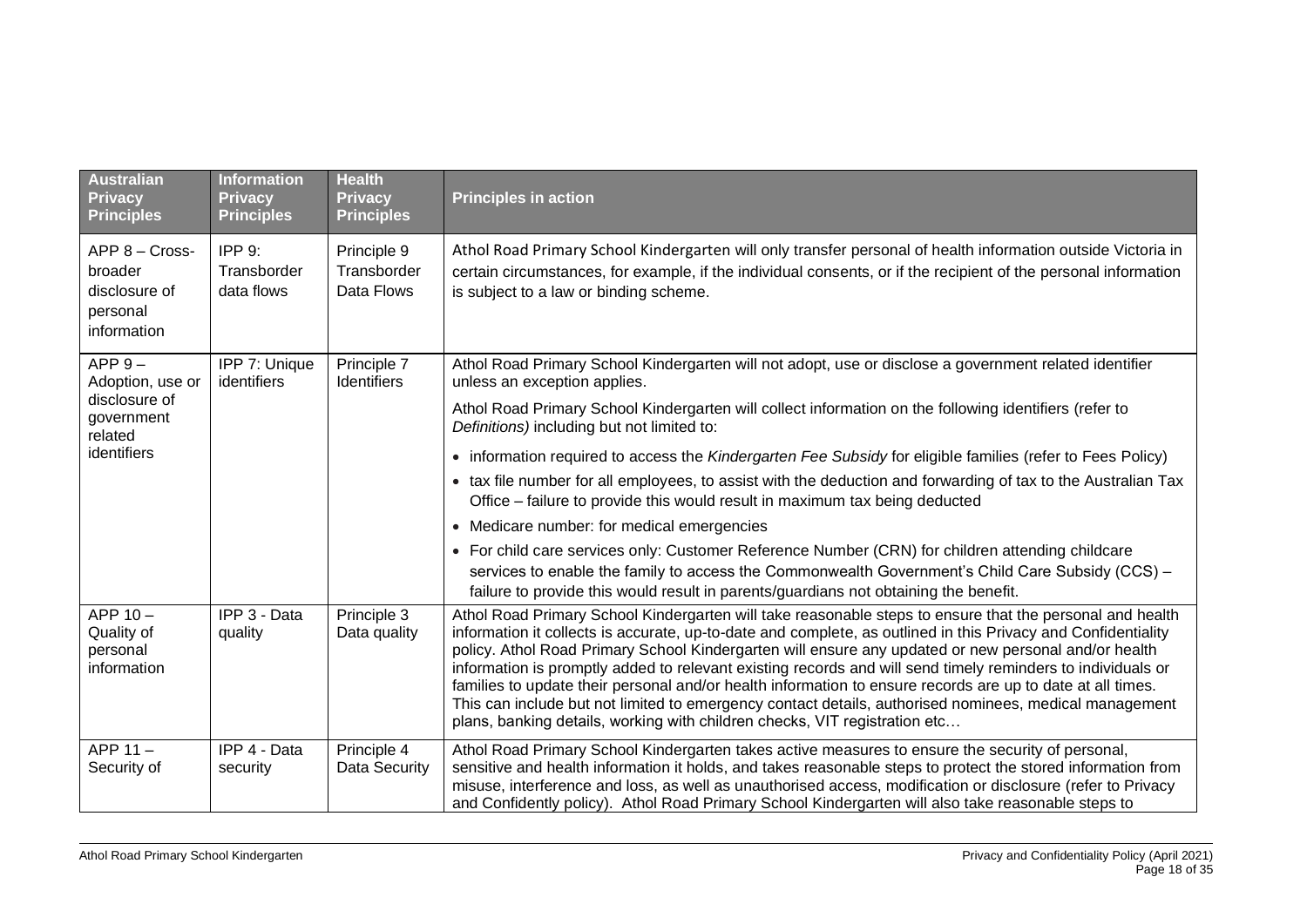| Australian Privacy Principles | Information Privacy Principles | Health Privacy Principles | Principles in action |
|---|---|---|---|
| APP 8 – Cross-broader disclosure of personal information | IPP 9: Transborder data flows | Principle 9 Transborder Data Flows | Athol Road Primary School Kindergarten will only transfer personal of health information outside Victoria in certain circumstances, for example, if the individual consents, or if the recipient of the personal information is subject to a law or binding scheme. |
| APP 9 – Adoption, use or disclosure of government related identifiers | IPP 7: Unique identifiers | Principle 7 Identifiers | Athol Road Primary School Kindergarten will not adopt, use or disclose a government related identifier unless an exception applies.<br><br>Athol Road Primary School Kindergarten will collect information on the following identifiers (refer to *Definitions)* including but not limited to:<br><br>• information required to access the *Kindergarten Fee Subsidy* for eligible families (refer to Fees Policy)<br>• tax file number for all employees, to assist with the deduction and forwarding of tax to the Australian Tax Office – failure to provide this would result in maximum tax being deducted<br>• Medicare number: for medical emergencies<br>• For child care services only: Customer Reference Number (CRN) for children attending childcare services to enable the family to access the Commonwealth Government's Child Care Subsidy (CCS) – failure to provide this would result in parents/guardians not obtaining the benefit. |
| APP 10 – Quality of personal information | IPP 3 - Data quality | Principle 3 Data quality | Athol Road Primary School Kindergarten will take reasonable steps to ensure that the personal and health information it collects is accurate, up-to-date and complete, as outlined in this Privacy and Confidentiality policy. Athol Road Primary School Kindergarten will ensure any updated or new personal and/or health information is promptly added to relevant existing records and will send timely reminders to individuals or families to update their personal and/or health information to ensure records are up to date at all times. This can include but not limited to emergency contact details, authorised nominees, medical management plans, banking details, working with children checks, VIT registration etc… |
| APP 11 – Security of | IPP 4 - Data security | Principle 4 Data Security | Athol Road Primary School Kindergarten takes active measures to ensure the security of personal, sensitive and health information it holds, and takes reasonable steps to protect the stored information from misuse, interference and loss, as well as unauthorised access, modification or disclosure (refer to Privacy and Confidently policy). Athol Road Primary School Kindergarten will also take reasonable steps to |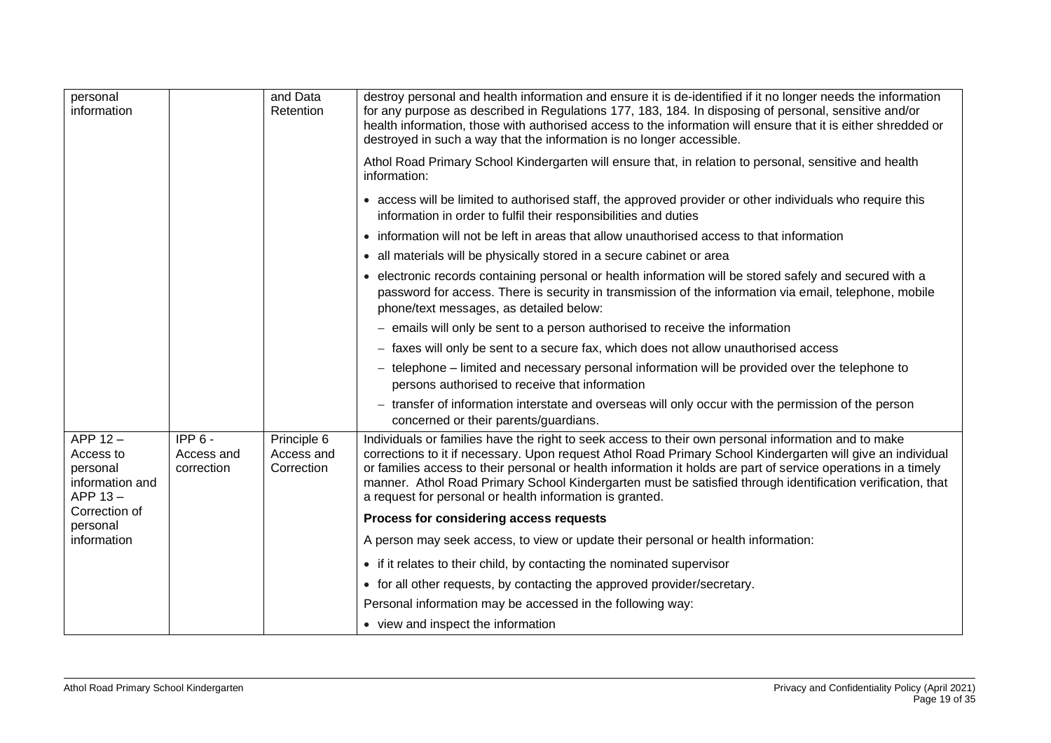| | | | |
|---|---|---|---|
| personal information | | and Data Retention | destroy personal and health information and ensure it is de-identified if it no longer needs the information for any purpose as described in Regulations 177, 183, 184. In disposing of personal, sensitive and/or health information, those with authorised access to the information will ensure that it is either shredded or destroyed in such a way that the information is no longer accessible.<br><br>Athol Road Primary School Kindergarten will ensure that, in relation to personal, sensitive and health information:<br><br>• access will be limited to authorised staff, the approved provider or other individuals who require this information in order to fulfil their responsibilities and duties<br>• information will not be left in areas that allow unauthorised access to that information<br>• all materials will be physically stored in a secure cabinet or area<br>• electronic records containing personal or health information will be stored safely and secured with a password for access. There is security in transmission of the information via email, telephone, mobile phone/text messages, as detailed below:<br>– emails will only be sent to a person authorised to receive the information<br>– faxes will only be sent to a secure fax, which does not allow unauthorised access<br>– telephone – limited and necessary personal information will be provided over the telephone to persons authorised to receive that information<br>– transfer of information interstate and overseas will only occur with the permission of the person concerned or their parents/guardians. |
| APP 12 – Access to personal information and APP 13 – Correction of personal information | IPP 6 - Access and correction | Principle 6 Access and Correction | Individuals or families have the right to seek access to their own personal information and to make corrections to it if necessary. Upon request Athol Road Primary School Kindergarten will give an individual or families access to their personal or health information it holds are part of service operations in a timely manner. Athol Road Primary School Kindergarten must be satisfied through identification verification, that a request for personal or health information is granted.<br><br>**Process for considering access requests**<br><br>A person may seek access, to view or update their personal or health information:<br><br>• if it relates to their child, by contacting the nominated supervisor<br>• for all other requests, by contacting the approved provider/secretary.<br><br>Personal information may be accessed in the following way:<br><br>• view and inspect the information |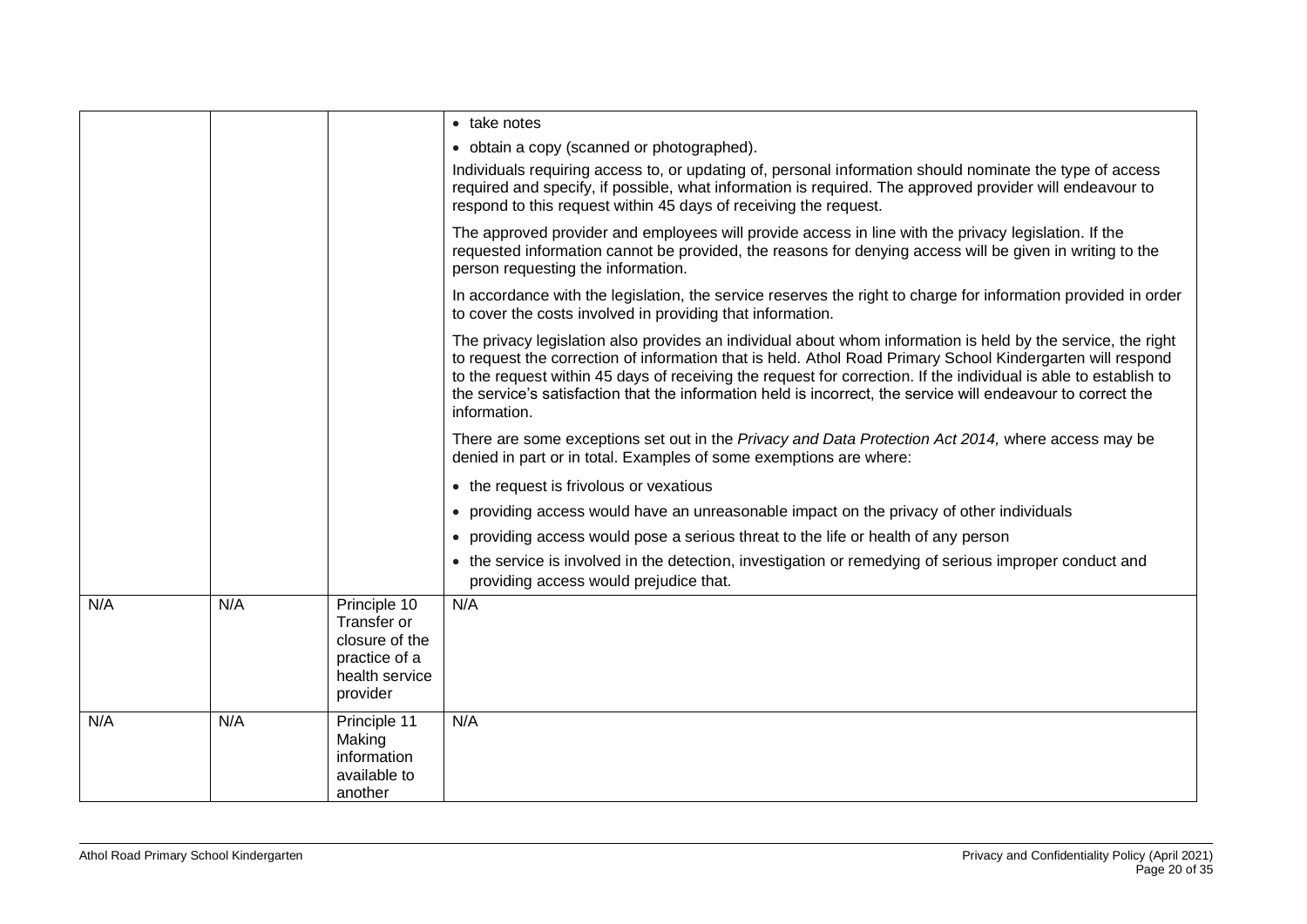| | | | |
|---|---|---|---|
| | | | • take notes<br>• obtain a copy (scanned or photographed).<br>Individuals requiring access to, or updating of, personal information should nominate the type of access required and specify, if possible, what information is required. The approved provider will endeavour to respond to this request within 45 days of receiving the request.<br>The approved provider and employees will provide access in line with the privacy legislation. If the requested information cannot be provided, the reasons for denying access will be given in writing to the person requesting the information.<br>In accordance with the legislation, the service reserves the right to charge for information provided in order to cover the costs involved in providing that information.<br>The privacy legislation also provides an individual about whom information is held by the service, the right to request the correction of information that is held. Athol Road Primary School Kindergarten will respond to the request within 45 days of receiving the request for correction. If the individual is able to establish to the service's satisfaction that the information held is incorrect, the service will endeavour to correct the information.<br>There are some exceptions set out in the *Privacy and Data Protection Act 2014,* where access may be denied in part or in total. Examples of some exemptions are where:<br>• the request is frivolous or vexatious<br>• providing access would have an unreasonable impact on the privacy of other individuals<br>• providing access would pose a serious threat to the life or health of any person<br>• the service is involved in the detection, investigation or remedying of serious improper conduct and providing access would prejudice that. |
| N/A | N/A | Principle 10 Transfer or closure of the practice of a health service provider | N/A |
| N/A | N/A | Principle 11 Making information available to another | N/A |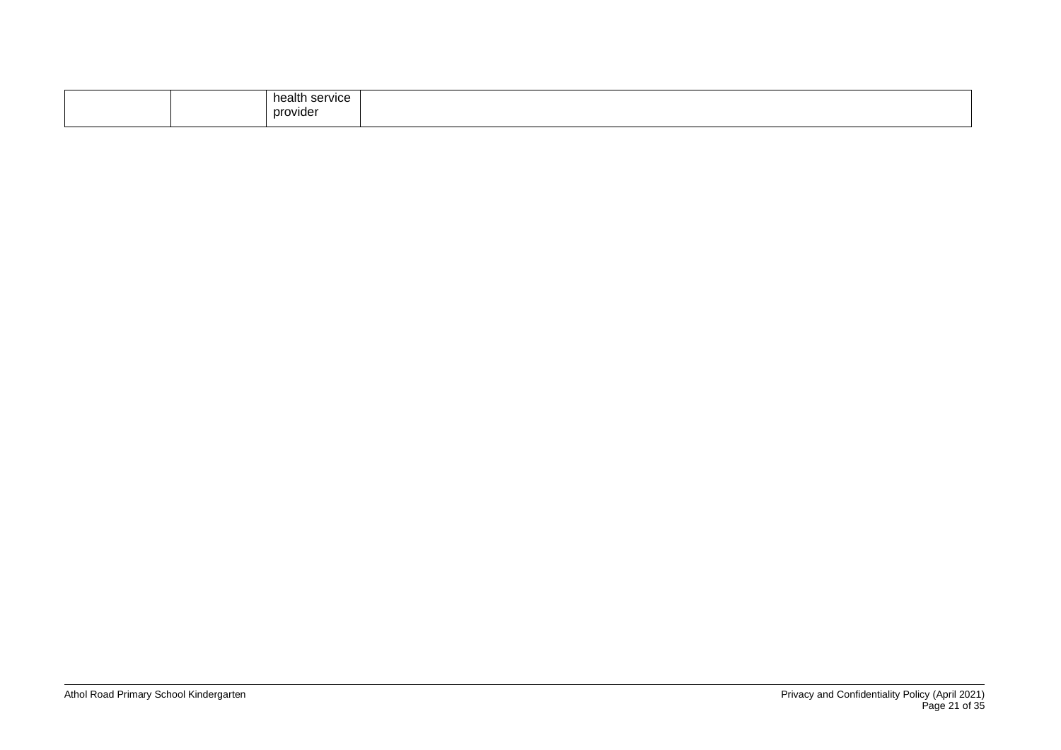| | | health service provider | |
|---|---|---|---|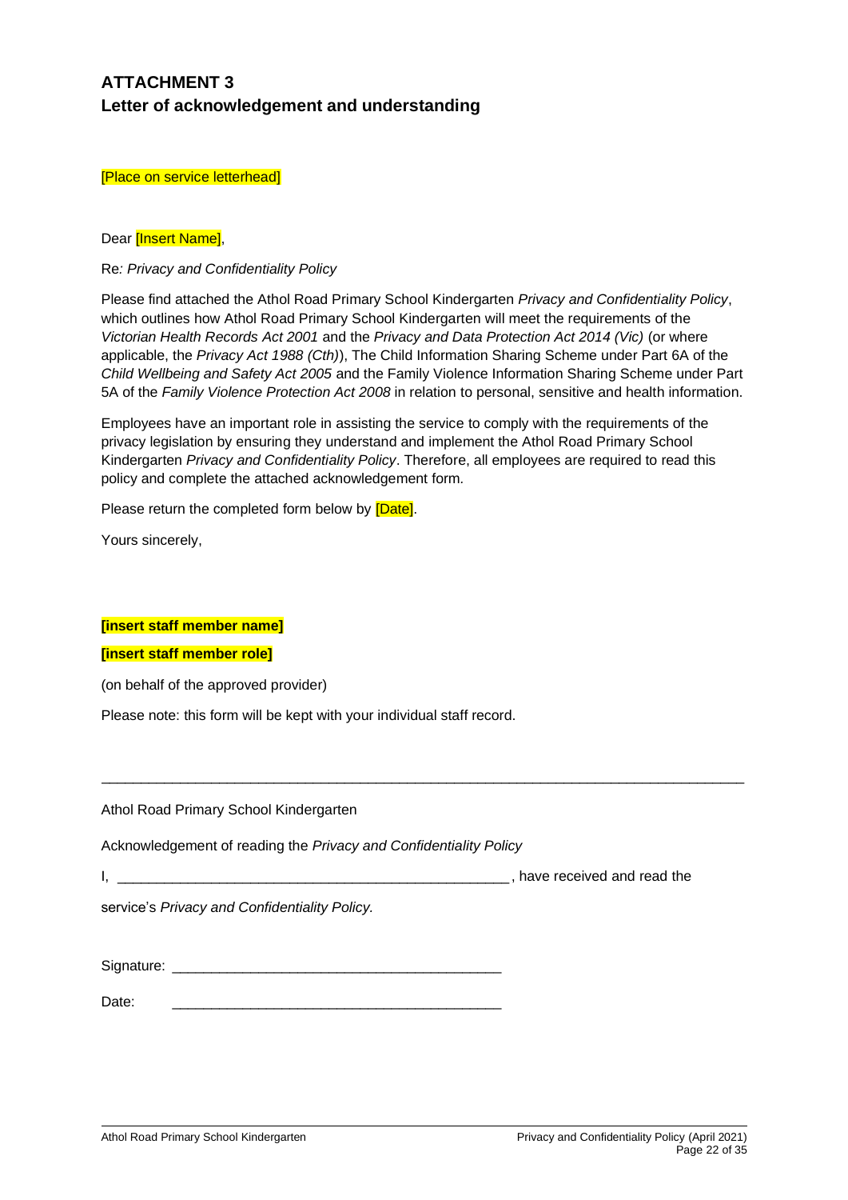## ATTACHMENT 3
## Letter of acknowledgement and understanding

[Place on service letterhead]

Dear [Insert Name],

Re*: Privacy and Confidentiality Policy*

Please find attached the Athol Road Primary School Kindergarten *Privacy and Confidentiality Policy*, which outlines how Athol Road Primary School Kindergarten will meet the requirements of the *Victorian Health Records Act 2001* and the *Privacy and Data Protection Act 2014 (Vic)* (or where applicable, the *Privacy Act 1988 (Cth)*), The Child Information Sharing Scheme under Part 6A of the *Child Wellbeing and Safety Act 2005* and the Family Violence Information Sharing Scheme under Part 5A of the *Family Violence Protection Act 2008* in relation to personal, sensitive and health information.

Employees have an important role in assisting the service to comply with the requirements of the privacy legislation by ensuring they understand and implement the Athol Road Primary School Kindergarten *Privacy and Confidentiality Policy*. Therefore, all employees are required to read this policy and complete the attached acknowledgement form.

Please return the completed form below by [Date].

Yours sincerely,

**[insert staff member name]**

**[insert staff member role]**

(on behalf of the approved provider)

Please note: this form will be kept with your individual staff record.

---

Athol Road Primary School Kindergarten

Acknowledgement of reading the *Privacy and Confidentiality Policy*

I, ________________________________________________, have received and read the service's *Privacy and Confidentiality Policy.*

Signature: _________________________________________

Date: _________________________________________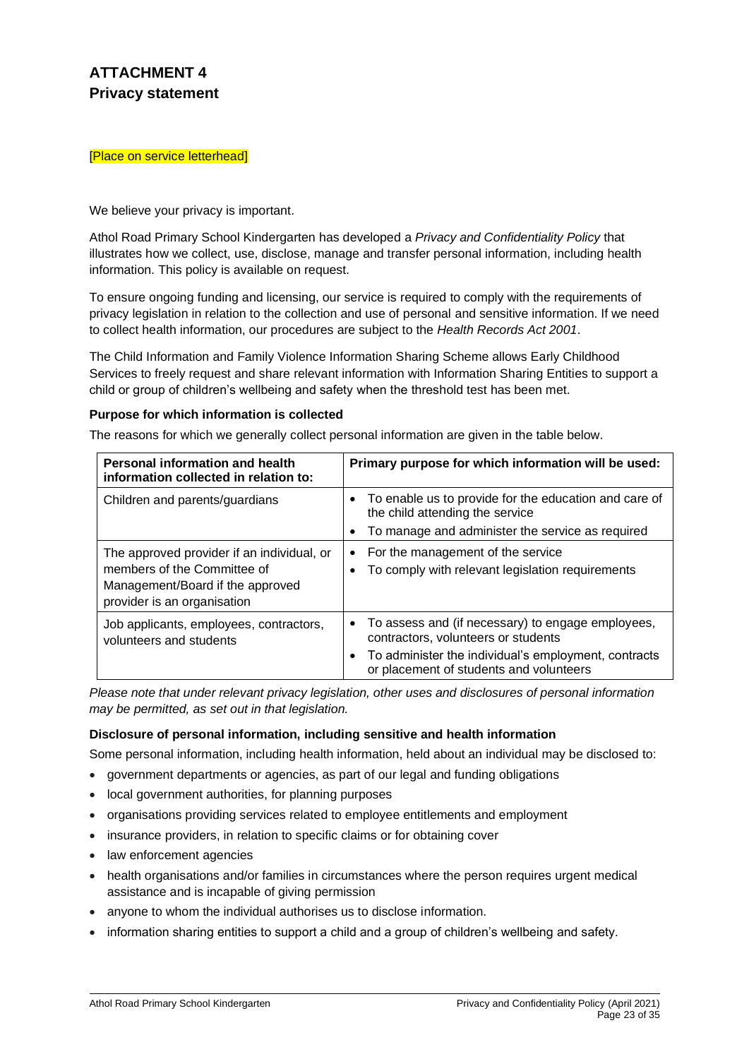# ATTACHMENT 4

## Privacy statement

[Place on service letterhead]

We believe your privacy is important.

Athol Road Primary School Kindergarten has developed a *Privacy and Confidentiality Policy* that illustrates how we collect, use, disclose, manage and transfer personal information, including health information. This policy is available on request.

To ensure ongoing funding and licensing, our service is required to comply with the requirements of privacy legislation in relation to the collection and use of personal and sensitive information. If we need to collect health information, our procedures are subject to the *Health Records Act 2001*.

The Child Information and Family Violence Information Sharing Scheme allows Early Childhood Services to freely request and share relevant information with Information Sharing Entities to support a child or group of children's wellbeing and safety when the threshold test has been met.

**Purpose for which information is collected**

The reasons for which we generally collect personal information are given in the table below.

| Personal information and health information collected in relation to: | Primary purpose for which information will be used: |
|---|---|
| Children and parents/guardians | • To enable us to provide for the education and care of the child attending the service<br>• To manage and administer the service as required |
| The approved provider if an individual, or members of the Committee of Management/Board if the approved provider is an organisation | • For the management of the service<br>• To comply with relevant legislation requirements |
| Job applicants, employees, contractors, volunteers and students | • To assess and (if necessary) to engage employees, contractors, volunteers or students<br>• To administer the individual's employment, contracts or placement of students and volunteers |

*Please note that under relevant privacy legislation, other uses and disclosures of personal information may be permitted, as set out in that legislation.*

**Disclosure of personal information, including sensitive and health information**

Some personal information, including health information, held about an individual may be disclosed to:

- government departments or agencies, as part of our legal and funding obligations
- local government authorities, for planning purposes
- organisations providing services related to employee entitlements and employment
- insurance providers, in relation to specific claims or for obtaining cover
- law enforcement agencies
- health organisations and/or families in circumstances where the person requires urgent medical assistance and is incapable of giving permission
- anyone to whom the individual authorises us to disclose information.
- information sharing entities to support a child and a group of children's wellbeing and safety.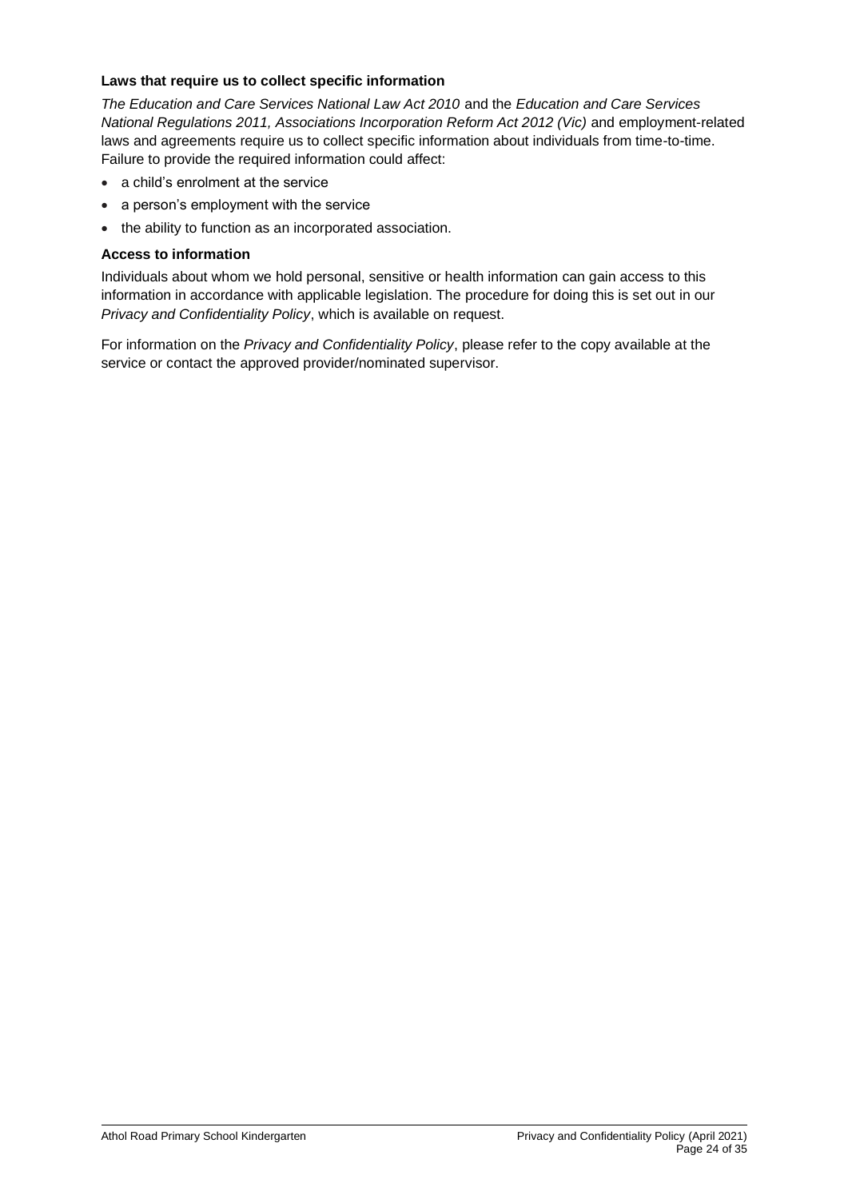**Laws that require us to collect specific information**

*The Education and Care Services National Law Act 2010* and the *Education and Care Services National Regulations 2011, Associations Incorporation Reform Act 2012 (Vic)* and employment-related laws and agreements require us to collect specific information about individuals from time-to-time. Failure to provide the required information could affect:

- a child's enrolment at the service
- a person's employment with the service
- the ability to function as an incorporated association.

**Access to information**

Individuals about whom we hold personal, sensitive or health information can gain access to this information in accordance with applicable legislation. The procedure for doing this is set out in our *Privacy and Confidentiality Policy*, which is available on request.

For information on the *Privacy and Confidentiality Policy*, please refer to the copy available at the service or contact the approved provider/nominated supervisor.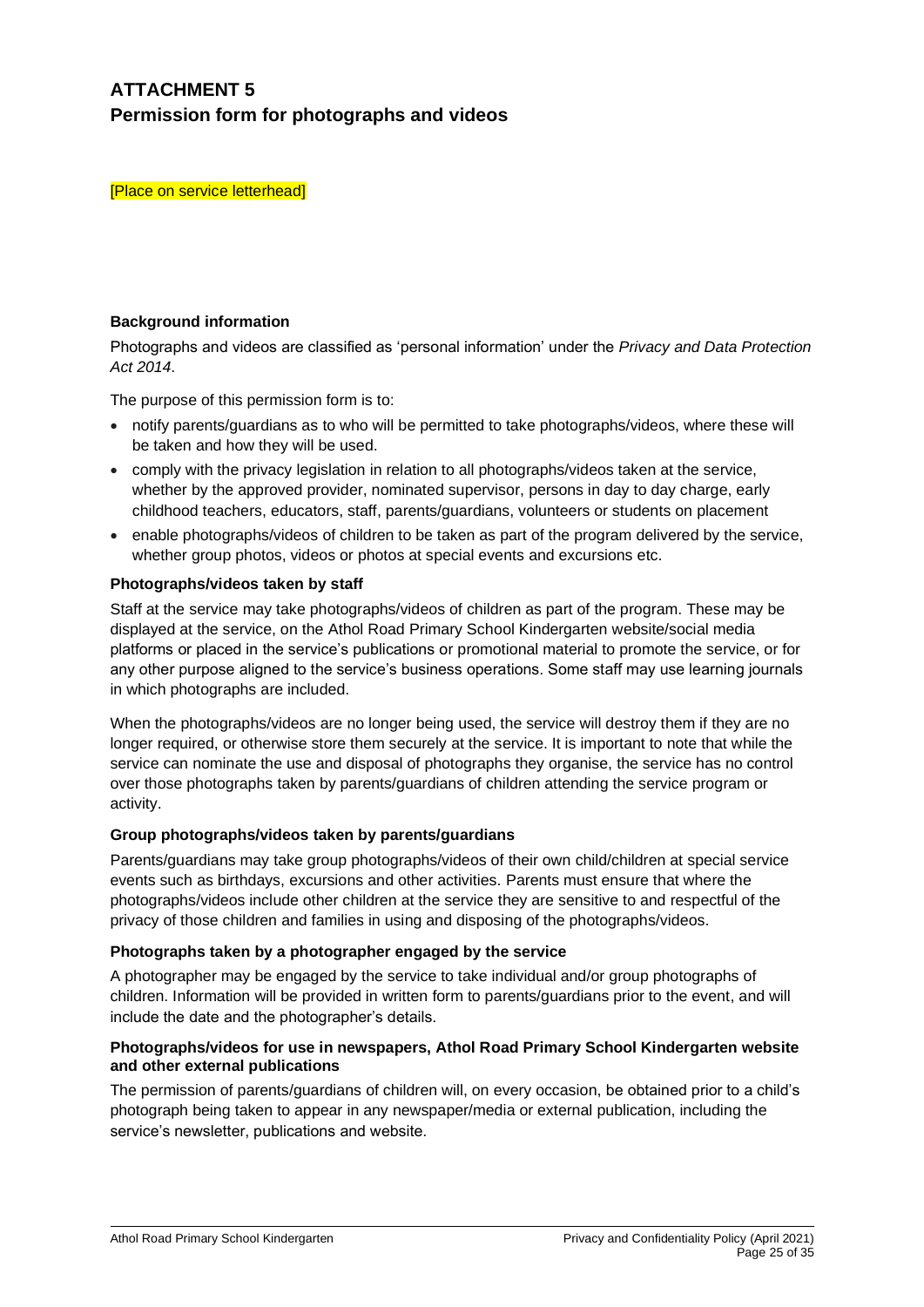# ATTACHMENT 5
## Permission form for photographs and videos

[Place on service letterhead]

**Background information**

Photographs and videos are classified as 'personal information' under the *Privacy and Data Protection Act 2014*.

The purpose of this permission form is to:

- notify parents/guardians as to who will be permitted to take photographs/videos, where these will be taken and how they will be used.
- comply with the privacy legislation in relation to all photographs/videos taken at the service, whether by the approved provider, nominated supervisor, persons in day to day charge, early childhood teachers, educators, staff, parents/guardians, volunteers or students on placement
- enable photographs/videos of children to be taken as part of the program delivered by the service, whether group photos, videos or photos at special events and excursions etc.

**Photographs/videos taken by staff**

Staff at the service may take photographs/videos of children as part of the program. These may be displayed at the service, on the Athol Road Primary School Kindergarten website/social media platforms or placed in the service's publications or promotional material to promote the service, or for any other purpose aligned to the service's business operations. Some staff may use learning journals in which photographs are included.

When the photographs/videos are no longer being used, the service will destroy them if they are no longer required, or otherwise store them securely at the service. It is important to note that while the service can nominate the use and disposal of photographs they organise, the service has no control over those photographs taken by parents/guardians of children attending the service program or activity.

**Group photographs/videos taken by parents/guardians**

Parents/guardians may take group photographs/videos of their own child/children at special service events such as birthdays, excursions and other activities. Parents must ensure that where the photographs/videos include other children at the service they are sensitive to and respectful of the privacy of those children and families in using and disposing of the photographs/videos.

**Photographs taken by a photographer engaged by the service**

A photographer may be engaged by the service to take individual and/or group photographs of children. Information will be provided in written form to parents/guardians prior to the event, and will include the date and the photographer's details.

**Photographs/videos for use in newspapers, Athol Road Primary School Kindergarten website and other external publications**

The permission of parents/guardians of children will, on every occasion, be obtained prior to a child's photograph being taken to appear in any newspaper/media or external publication, including the service's newsletter, publications and website.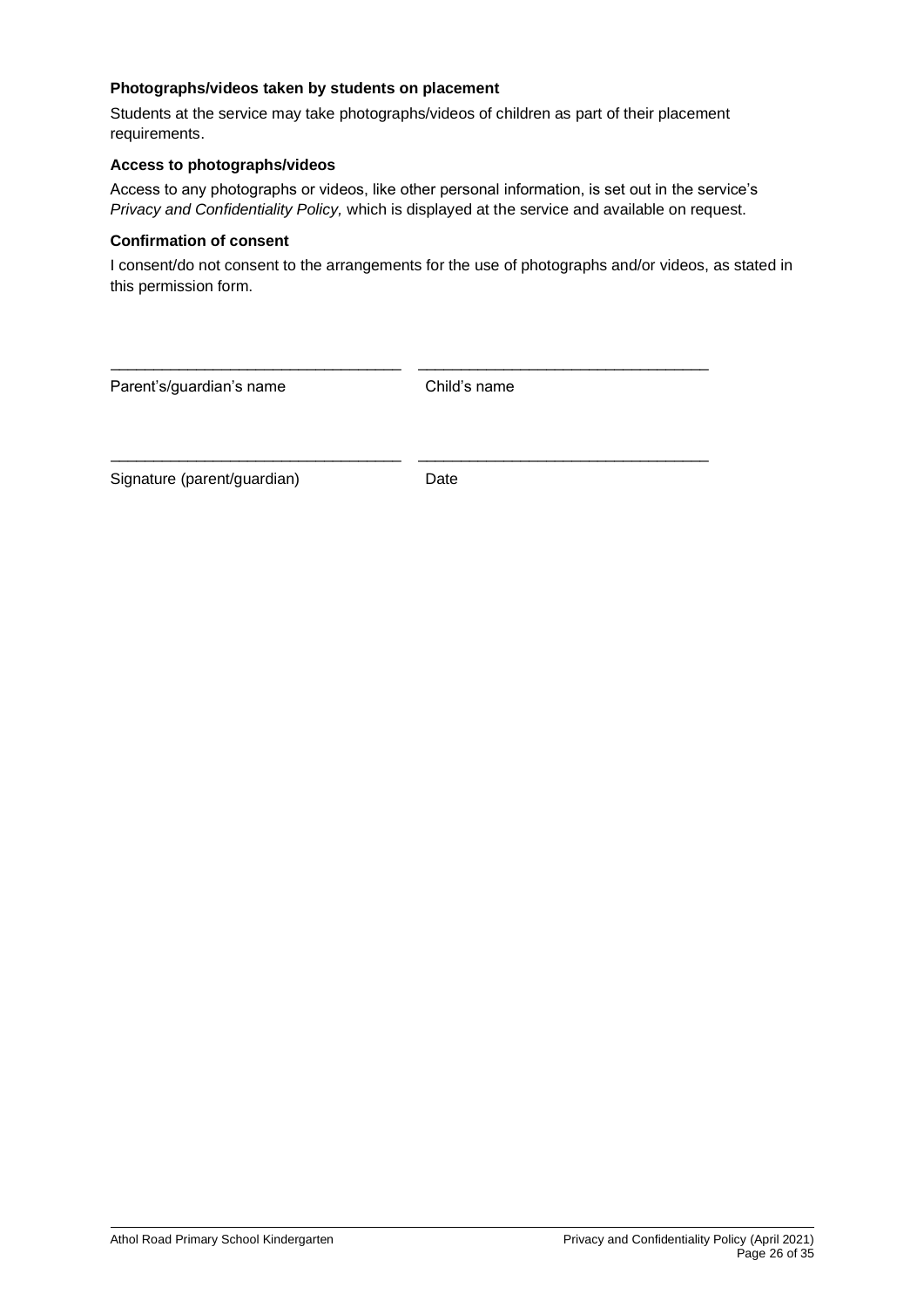**Photographs/videos taken by students on placement**

Students at the service may take photographs/videos of children as part of their placement requirements.

**Access to photographs/videos**

Access to any photographs or videos, like other personal information, is set out in the service's *Privacy and Confidentiality Policy,* which is displayed at the service and available on request.

**Confirmation of consent**

I consent/do not consent to the arrangements for the use of photographs and/or videos, as stated in this permission form.

\_\_\_\_\_\_\_\_\_\_\_\_\_\_\_\_\_\_\_\_\_\_\_\_\_\_\_\_\_\_\_\_\_\_ \_\_\_\_\_\_\_\_\_\_\_\_\_\_\_\_\_\_\_\_\_\_\_\_\_\_\_\_\_\_\_\_\_\_

Parent's/guardian's name Child's name

\_\_\_\_\_\_\_\_\_\_\_\_\_\_\_\_\_\_\_\_\_\_\_\_\_\_\_\_\_\_\_\_\_\_ \_\_\_\_\_\_\_\_\_\_\_\_\_\_\_\_\_\_\_\_\_\_\_\_\_\_\_\_\_\_\_\_\_\_

Signature (parent/guardian) Date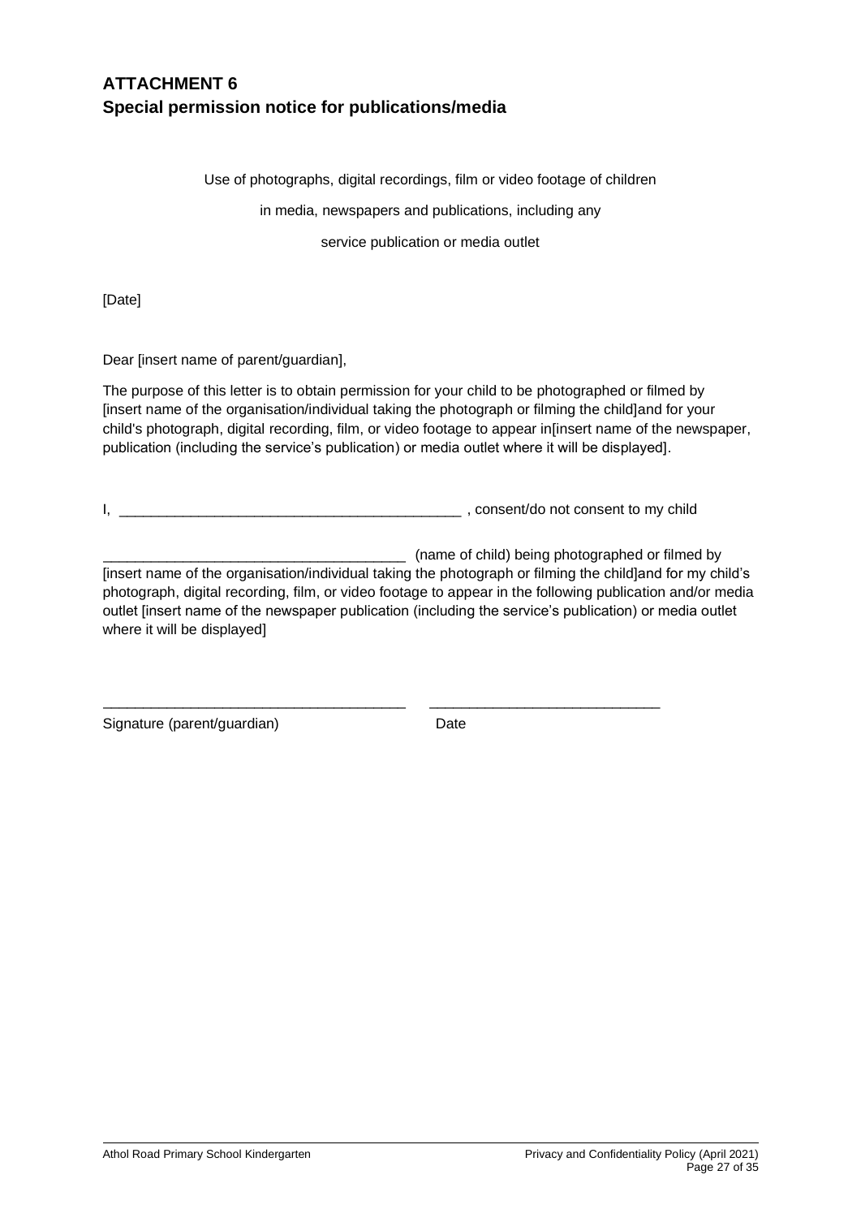## ATTACHMENT 6
## Special permission notice for publications/media

Use of photographs, digital recordings, film or video footage of children

in media, newspapers and publications, including any

service publication or media outlet

[Date]

Dear [insert name of parent/guardian],

The purpose of this letter is to obtain permission for your child to be photographed or filmed by [insert name of the organisation/individual taking the photograph or filming the child]and for your child's photograph, digital recording, film, or video footage to appear in[insert name of the newspaper, publication (including the service's publication) or media outlet where it will be displayed].

I, ____________________________________________ , consent/do not consent to my child

_______________________________________ (name of child) being photographed or filmed by [insert name of the organisation/individual taking the photograph or filming the child]and for my child's photograph, digital recording, film, or video footage to appear in the following publication and/or media outlet [insert name of the newspaper publication (including the service's publication) or media outlet where it will be displayed]

_______________________________________ _____________________________

Signature (parent/guardian) Date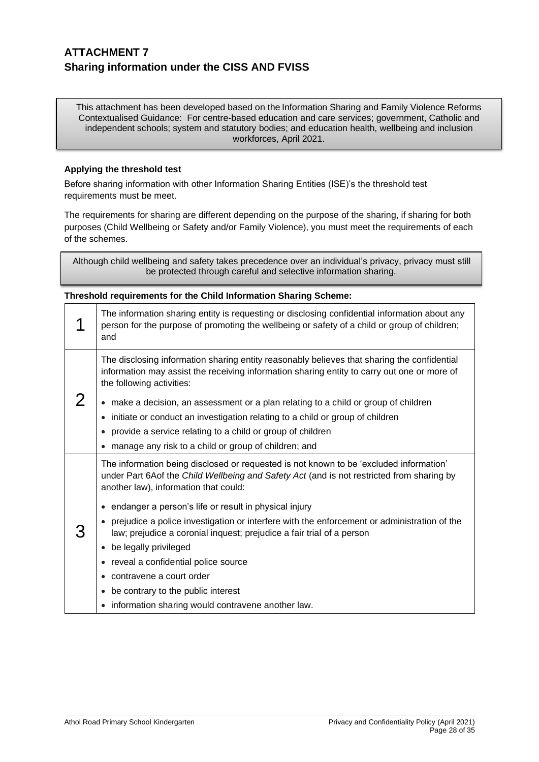# ATTACHMENT 7
## Sharing information under the CISS AND FVISS

> This attachment has been developed based on the Information Sharing and Family Violence Reforms Contextualised Guidance: For centre-based education and care services; government, Catholic and independent schools; system and statutory bodies; and education health, wellbeing and inclusion workforces, April 2021.

**Applying the threshold test**

Before sharing information with other Information Sharing Entities (ISE)'s the threshold test requirements must be meet.

The requirements for sharing are different depending on the purpose of the sharing, if sharing for both purposes (Child Wellbeing or Safety and/or Family Violence), you must meet the requirements of each of the schemes.

> Although child wellbeing and safety takes precedence over an individual's privacy, privacy must still be protected through careful and selective information sharing.

**Threshold requirements for the Child Information Sharing Scheme:**

| | |
|---|---|
| 1 | The information sharing entity is requesting or disclosing confidential information about any person for the purpose of promoting the wellbeing or safety of a child or group of children; and |
| 2 | The disclosing information sharing entity reasonably believes that sharing the confidential information may assist the receiving information sharing entity to carry out one or more of the following activities:<br>• make a decision, an assessment or a plan relating to a child or group of children<br>• initiate or conduct an investigation relating to a child or group of children<br>• provide a service relating to a child or group of children<br>• manage any risk to a child or group of children; and |
| 3 | The information being disclosed or requested is not known to be 'excluded information' under Part 6Aof the *Child Wellbeing and Safety Act* (and is not restricted from sharing by another law), information that could:<br>• endanger a person's life or result in physical injury<br>• prejudice a police investigation or interfere with the enforcement or administration of the law; prejudice a coronial inquest; prejudice a fair trial of a person<br>• be legally privileged<br>• reveal a confidential police source<br>• contravene a court order<br>• be contrary to the public interest<br>• information sharing would contravene another law. |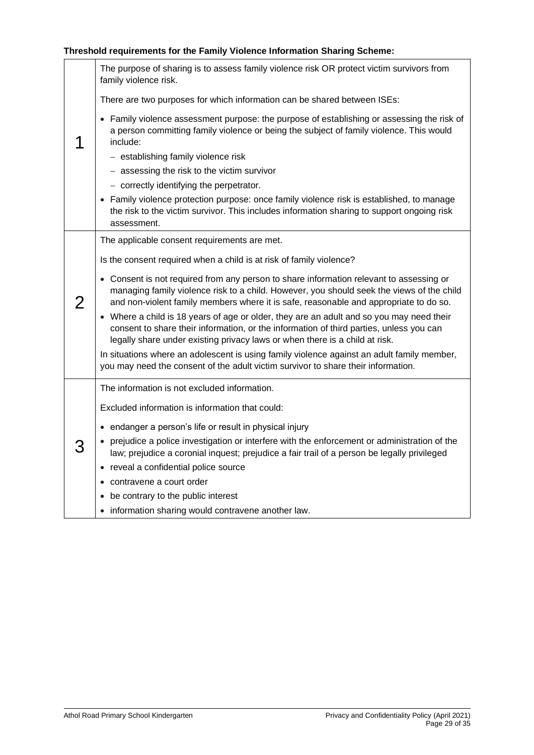**Threshold requirements for the Family Violence Information Sharing Scheme:**

| | |
|---|---|
| 1 | The purpose of sharing is to assess family violence risk OR protect victim survivors from family violence risk.<br><br>There are two purposes for which information can be shared between ISEs:<br><br>• Family violence assessment purpose: the purpose of establishing or assessing the risk of a person committing family violence or being the subject of family violence. This would include:<br>&nbsp;&nbsp;– establishing family violence risk<br>&nbsp;&nbsp;– assessing the risk to the victim survivor<br>&nbsp;&nbsp;– correctly identifying the perpetrator.<br>• Family violence protection purpose: once family violence risk is established, to manage the risk to the victim survivor. This includes information sharing to support ongoing risk assessment. |
| 2 | The applicable consent requirements are met.<br><br>Is the consent required when a child is at risk of family violence?<br><br>• Consent is not required from any person to share information relevant to assessing or managing family violence risk to a child. However, you should seek the views of the child and non-violent family members where it is safe, reasonable and appropriate to do so.<br>• Where a child is 18 years of age or older, they are an adult and so you may need their consent to share their information, or the information of third parties, unless you can legally share under existing privacy laws or when there is a child at risk.<br><br>In situations where an adolescent is using family violence against an adult family member, you may need the consent of the adult victim survivor to share their information. |
| 3 | The information is not excluded information.<br><br>Excluded information is information that could:<br><br>• endanger a person's life or result in physical injury<br>• prejudice a police investigation or interfere with the enforcement or administration of the law; prejudice a coronial inquest; prejudice a fair trail of a person be legally privileged<br>• reveal a confidential police source<br>• contravene a court order<br>• be contrary to the public interest<br>• information sharing would contravene another law. |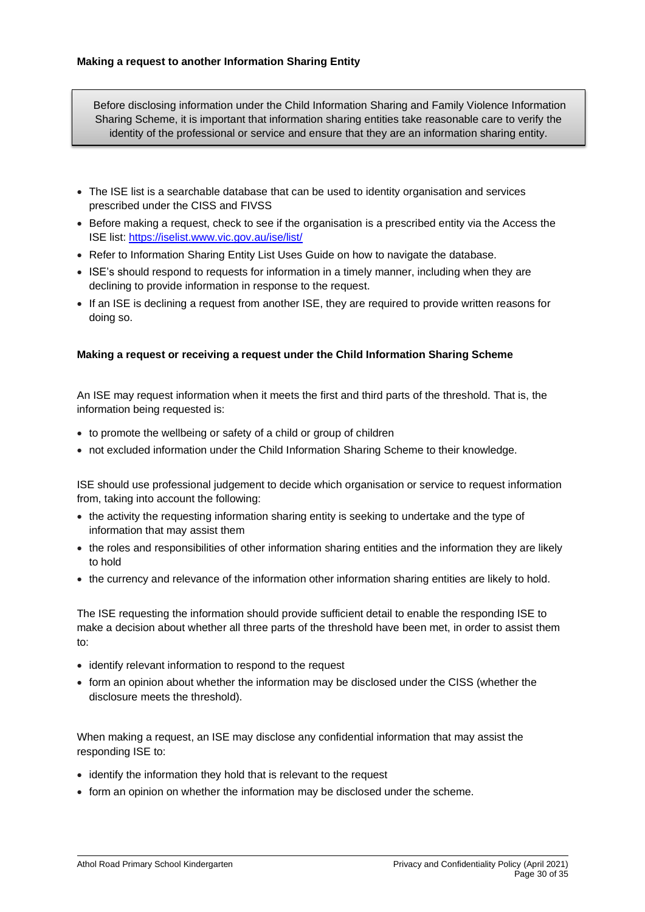**Making a request to another Information Sharing Entity**

> Before disclosing information under the Child Information Sharing and Family Violence Information Sharing Scheme, it is important that information sharing entities take reasonable care to verify the identity of the professional or service and ensure that they are an information sharing entity.

- The ISE list is a searchable database that can be used to identity organisation and services prescribed under the CISS and FIVSS
- Before making a request, check to see if the organisation is a prescribed entity via the Access the ISE list: https://iselist.www.vic.gov.au/ise/list/
- Refer to Information Sharing Entity List Uses Guide on how to navigate the database.
- ISE's should respond to requests for information in a timely manner, including when they are declining to provide information in response to the request.
- If an ISE is declining a request from another ISE, they are required to provide written reasons for doing so.

**Making a request or receiving a request under the Child Information Sharing Scheme**

An ISE may request information when it meets the first and third parts of the threshold. That is, the information being requested is:

- to promote the wellbeing or safety of a child or group of children
- not excluded information under the Child Information Sharing Scheme to their knowledge.

ISE should use professional judgement to decide which organisation or service to request information from, taking into account the following:

- the activity the requesting information sharing entity is seeking to undertake and the type of information that may assist them
- the roles and responsibilities of other information sharing entities and the information they are likely to hold
- the currency and relevance of the information other information sharing entities are likely to hold.

The ISE requesting the information should provide sufficient detail to enable the responding ISE to make a decision about whether all three parts of the threshold have been met, in order to assist them to:

- identify relevant information to respond to the request
- form an opinion about whether the information may be disclosed under the CISS (whether the disclosure meets the threshold).

When making a request, an ISE may disclose any confidential information that may assist the responding ISE to:

- identify the information they hold that is relevant to the request
- form an opinion on whether the information may be disclosed under the scheme.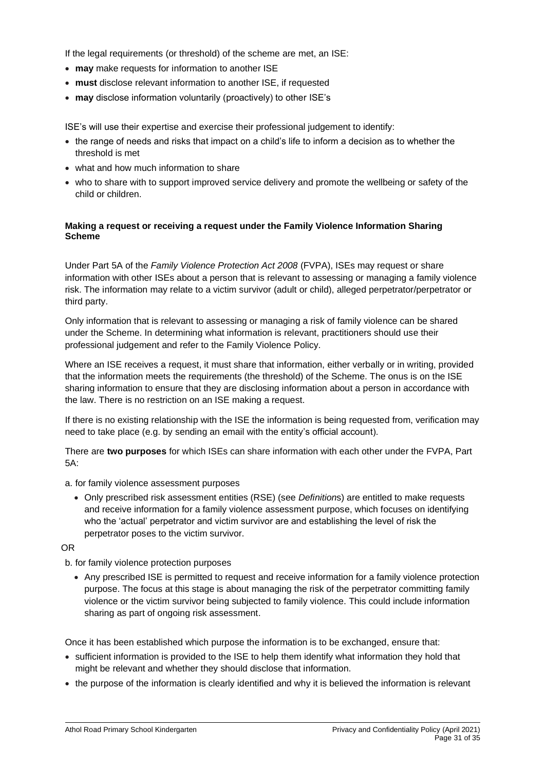If the legal requirements (or threshold) of the scheme are met, an ISE:

- **may** make requests for information to another ISE
- **must** disclose relevant information to another ISE, if requested
- **may** disclose information voluntarily (proactively) to other ISE's

ISE's will use their expertise and exercise their professional judgement to identify:

- the range of needs and risks that impact on a child's life to inform a decision as to whether the threshold is met
- what and how much information to share
- who to share with to support improved service delivery and promote the wellbeing or safety of the child or children.

**Making a request or receiving a request under the Family Violence Information Sharing Scheme**

Under Part 5A of the *Family Violence Protection Act 2008* (FVPA), ISEs may request or share information with other ISEs about a person that is relevant to assessing or managing a family violence risk. The information may relate to a victim survivor (adult or child), alleged perpetrator/perpetrator or third party.

Only information that is relevant to assessing or managing a risk of family violence can be shared under the Scheme. In determining what information is relevant, practitioners should use their professional judgement and refer to the Family Violence Policy.

Where an ISE receives a request, it must share that information, either verbally or in writing, provided that the information meets the requirements (the threshold) of the Scheme. The onus is on the ISE sharing information to ensure that they are disclosing information about a person in accordance with the law. There is no restriction on an ISE making a request.

If there is no existing relationship with the ISE the information is being requested from, verification may need to take place (e.g. by sending an email with the entity's official account).

There are **two purposes** for which ISEs can share information with each other under the FVPA, Part 5A:

a. for family violence assessment purposes

- Only prescribed risk assessment entities (RSE) (see *Definition*s) are entitled to make requests and receive information for a family violence assessment purpose, which focuses on identifying who the 'actual' perpetrator and victim survivor are and establishing the level of risk the perpetrator poses to the victim survivor.

OR

b. for family violence protection purposes

- Any prescribed ISE is permitted to request and receive information for a family violence protection purpose. The focus at this stage is about managing the risk of the perpetrator committing family violence or the victim survivor being subjected to family violence. This could include information sharing as part of ongoing risk assessment.

Once it has been established which purpose the information is to be exchanged, ensure that:

- sufficient information is provided to the ISE to help them identify what information they hold that might be relevant and whether they should disclose that information.
- the purpose of the information is clearly identified and why it is believed the information is relevant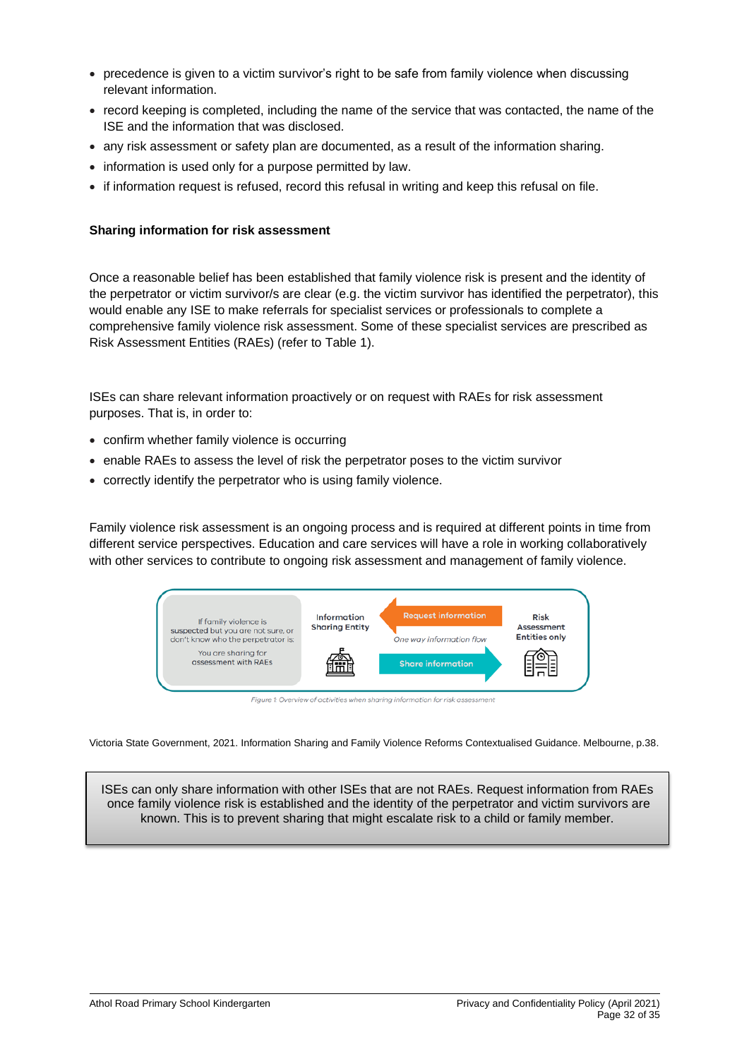- precedence is given to a victim survivor's right to be safe from family violence when discussing relevant information.
- record keeping is completed, including the name of the service that was contacted, the name of the ISE and the information that was disclosed.
- any risk assessment or safety plan are documented, as a result of the information sharing.
- information is used only for a purpose permitted by law.
- if information request is refused, record this refusal in writing and keep this refusal on file.

**Sharing information for risk assessment**

Once a reasonable belief has been established that family violence risk is present and the identity of the perpetrator or victim survivor/s are clear (e.g. the victim survivor has identified the perpetrator), this would enable any ISE to make referrals for specialist services or professionals to complete a comprehensive family violence risk assessment. Some of these specialist services are prescribed as Risk Assessment Entities (RAEs) (refer to Table 1).

ISEs can share relevant information proactively or on request with RAEs for risk assessment purposes. That is, in order to:

- confirm whether family violence is occurring
- enable RAEs to assess the level of risk the perpetrator poses to the victim survivor
- correctly identify the perpetrator who is using family violence.

Family violence risk assessment is an ongoing process and is required at different points in time from different service perspectives. Education and care services will have a role in working collaboratively with other services to contribute to ongoing risk assessment and management of family violence.

If family violence is suspected but you are not sure, or don't know who the perpetrator is:

You are sharing for assessment with RAEs

Information Sharing Entity — Request information — One way information flow — Share information — Risk Assessment Entities only

*Figure 1: Overview of activities when sharing information for risk assessment*

Victoria State Government, 2021. Information Sharing and Family Violence Reforms Contextualised Guidance. Melbourne, p.38.

> ISEs can only share information with other ISEs that are not RAEs. Request information from RAEs once family violence risk is established and the identity of the perpetrator and victim survivors are known. This is to prevent sharing that might escalate risk to a child or family member.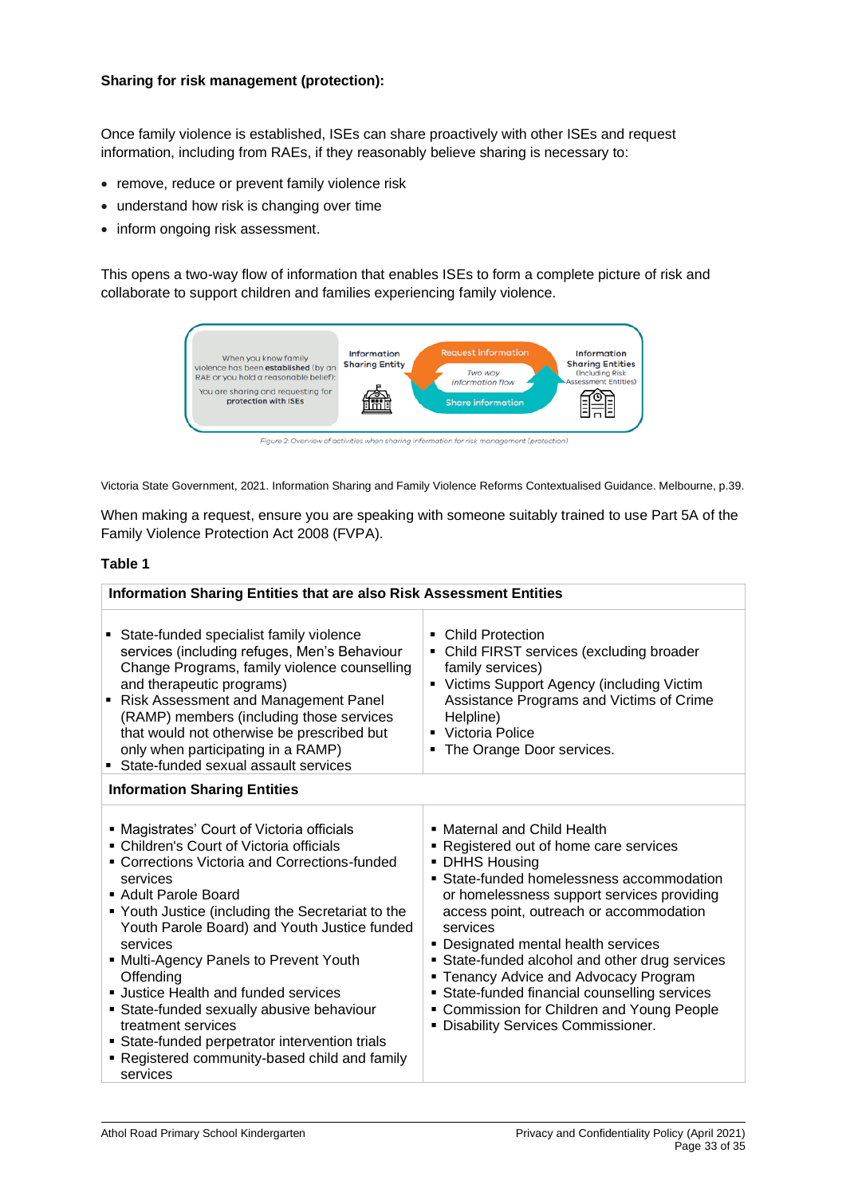**Sharing for risk management (protection):**

Once family violence is established, ISEs can share proactively with other ISEs and request information, including from RAEs, if they reasonably believe sharing is necessary to:

- remove, reduce or prevent family violence risk
- understand how risk is changing over time
- inform ongoing risk assessment.

This opens a two-way flow of information that enables ISEs to form a complete picture of risk and collaborate to support children and families experiencing family violence.

When you know family violence has been **established** (by an RAE or you hold a reasonable belief): You are sharing and requesting for **protection with ISEs**

Information Sharing Entity — Request information — Two way information flow — Share information — Information Sharing Entities (including Risk Assessment Entities)

*Figure 2: Overview of activities when sharing information for risk management (protection)*

Victoria State Government, 2021. Information Sharing and Family Violence Reforms Contextualised Guidance. Melbourne, p.39.

When making a request, ensure you are speaking with someone suitably trained to use Part 5A of the Family Violence Protection Act 2008 (FVPA).

**Table 1**

| **Information Sharing Entities that are also Risk Assessment Entities** | |
|---|---|
| ▪ State-funded specialist family violence services (including refuges, Men's Behaviour Change Programs, family violence counselling and therapeutic programs)<br>▪ Risk Assessment and Management Panel (RAMP) members (including those services that would not otherwise be prescribed but only when participating in a RAMP)<br>▪ State-funded sexual assault services | ▪ Child Protection<br>▪ Child FIRST services (excluding broader family services)<br>▪ Victims Support Agency (including Victim Assistance Programs and Victims of Crime Helpline)<br>▪ Victoria Police<br>▪ The Orange Door services. |
| **Information Sharing Entities** | |
| ▪ Magistrates' Court of Victoria officials<br>▪ Children's Court of Victoria officials<br>▪ Corrections Victoria and Corrections-funded services<br>▪ Adult Parole Board<br>▪ Youth Justice (including the Secretariat to the Youth Parole Board) and Youth Justice funded services<br>▪ Multi-Agency Panels to Prevent Youth Offending<br>▪ Justice Health and funded services<br>▪ State-funded sexually abusive behaviour treatment services<br>▪ State-funded perpetrator intervention trials<br>▪ Registered community-based child and family services | ▪ Maternal and Child Health<br>▪ Registered out of home care services<br>▪ DHHS Housing<br>▪ State-funded homelessness accommodation or homelessness support services providing access point, outreach or accommodation services<br>▪ Designated mental health services<br>▪ State-funded alcohol and other drug services<br>▪ Tenancy Advice and Advocacy Program<br>▪ State-funded financial counselling services<br>▪ Commission for Children and Young People<br>▪ Disability Services Commissioner. |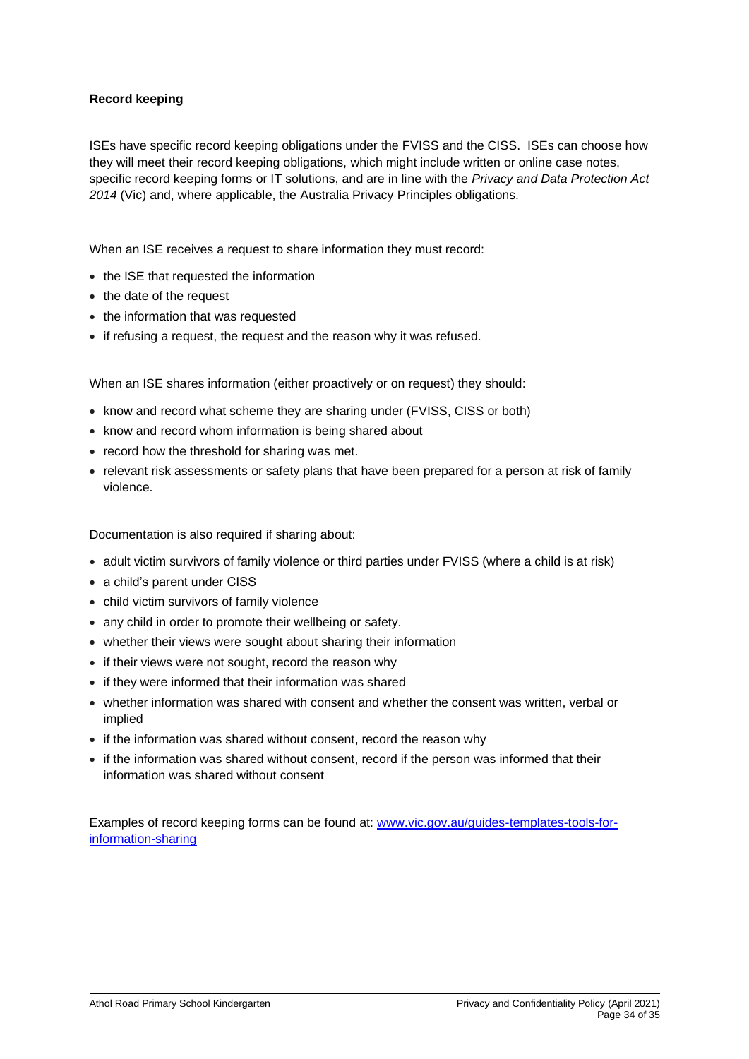**Record keeping**

ISEs have specific record keeping obligations under the FVISS and the CISS. ISEs can choose how they will meet their record keeping obligations, which might include written or online case notes, specific record keeping forms or IT solutions, and are in line with the *Privacy and Data Protection Act 2014* (Vic) and, where applicable, the Australia Privacy Principles obligations.

When an ISE receives a request to share information they must record:

- the ISE that requested the information
- the date of the request
- the information that was requested
- if refusing a request, the request and the reason why it was refused.

When an ISE shares information (either proactively or on request) they should:

- know and record what scheme they are sharing under (FVISS, CISS or both)
- know and record whom information is being shared about
- record how the threshold for sharing was met.
- relevant risk assessments or safety plans that have been prepared for a person at risk of family violence.

Documentation is also required if sharing about:

- adult victim survivors of family violence or third parties under FVISS (where a child is at risk)
- a child's parent under CISS
- child victim survivors of family violence
- any child in order to promote their wellbeing or safety.
- whether their views were sought about sharing their information
- if their views were not sought, record the reason why
- if they were informed that their information was shared
- whether information was shared with consent and whether the consent was written, verbal or implied
- if the information was shared without consent, record the reason why
- if the information was shared without consent, record if the person was informed that their information was shared without consent

Examples of record keeping forms can be found at: [www.vic.gov.au/guides-templates-tools-for-information-sharing](www.vic.gov.au/guides-templates-tools-for-information-sharing)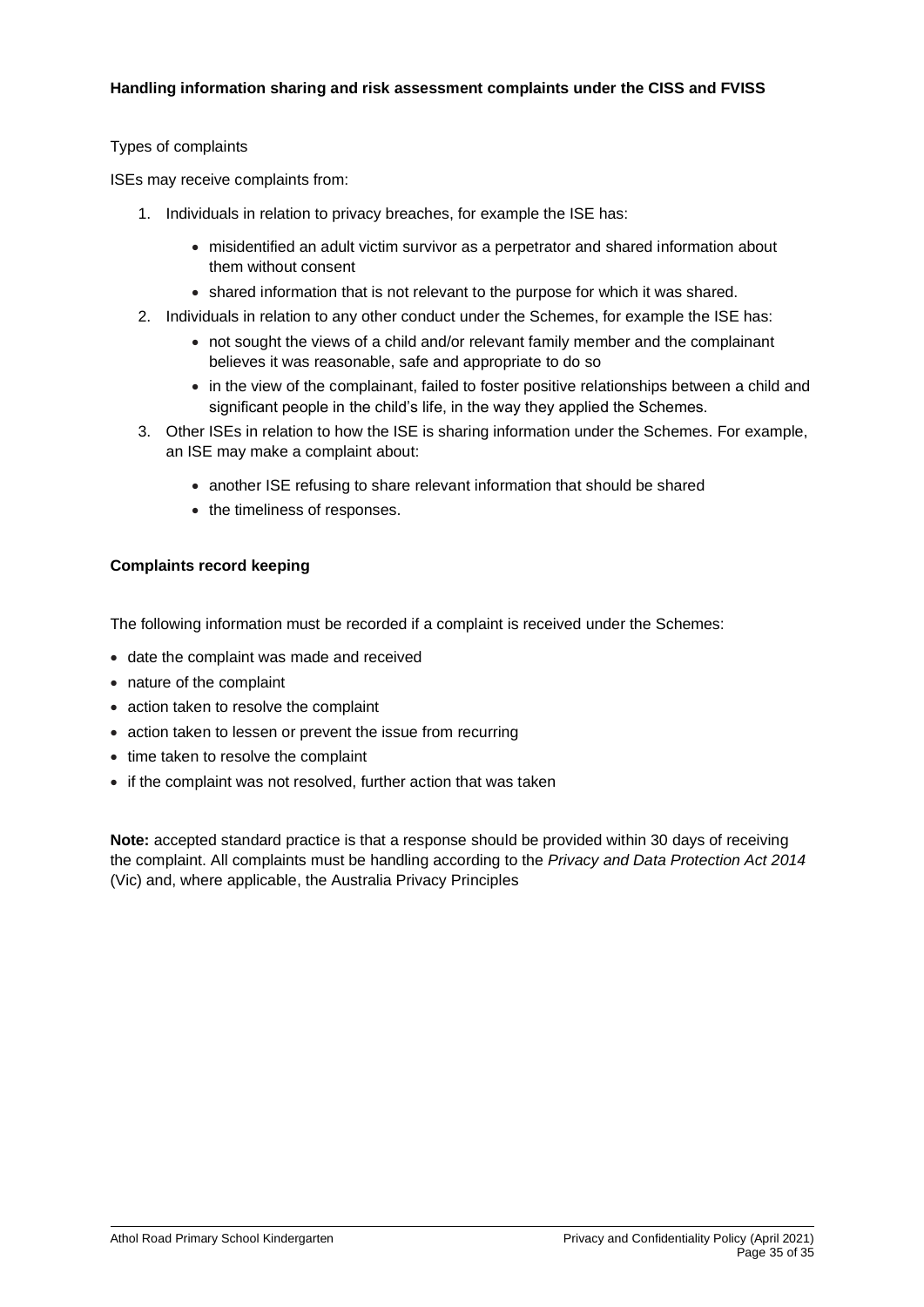**Handling information sharing and risk assessment complaints under the CISS and FVISS**

Types of complaints

ISEs may receive complaints from:

1. Individuals in relation to privacy breaches, for example the ISE has:
    - misidentified an adult victim survivor as a perpetrator and shared information about them without consent
    - shared information that is not relevant to the purpose for which it was shared.
2. Individuals in relation to any other conduct under the Schemes, for example the ISE has:
    - not sought the views of a child and/or relevant family member and the complainant believes it was reasonable, safe and appropriate to do so
    - in the view of the complainant, failed to foster positive relationships between a child and significant people in the child's life, in the way they applied the Schemes.
3. Other ISEs in relation to how the ISE is sharing information under the Schemes. For example, an ISE may make a complaint about:
    - another ISE refusing to share relevant information that should be shared
    - the timeliness of responses.

**Complaints record keeping**

The following information must be recorded if a complaint is received under the Schemes:

- date the complaint was made and received
- nature of the complaint
- action taken to resolve the complaint
- action taken to lessen or prevent the issue from recurring
- time taken to resolve the complaint
- if the complaint was not resolved, further action that was taken

**Note:** accepted standard practice is that a response should be provided within 30 days of receiving the complaint. All complaints must be handling according to the *Privacy and Data Protection Act 2014* (Vic) and, where applicable, the Australia Privacy Principles